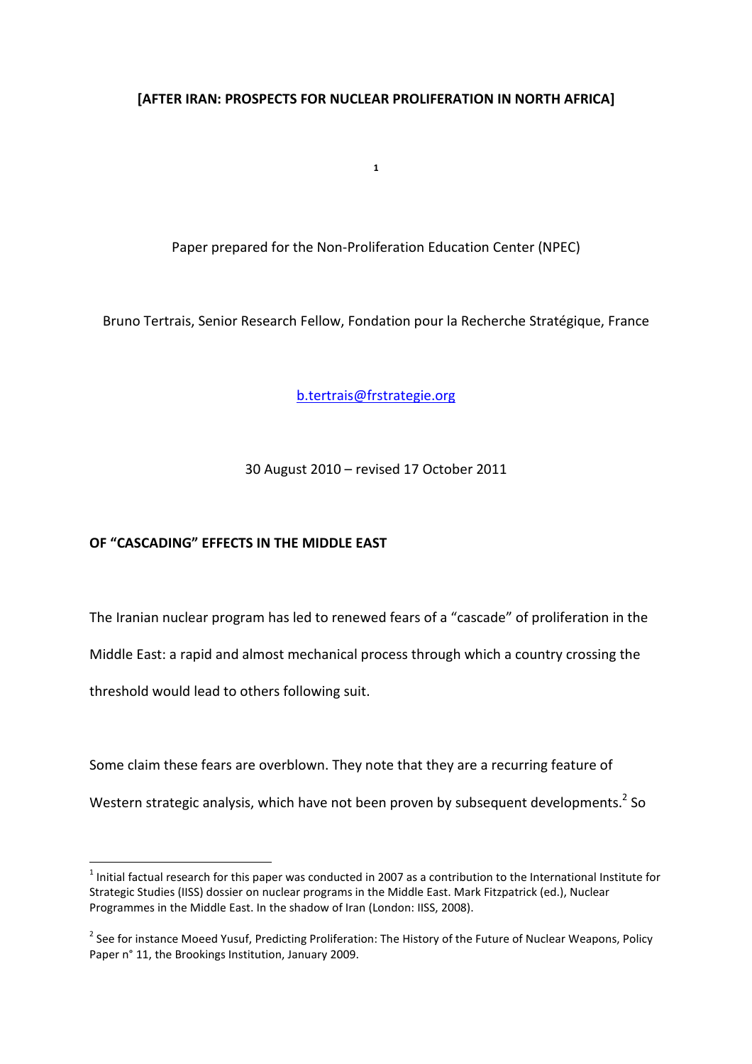**[AFTER IRAN: PROSPECTS FOR NUCLEAR PROLIFERATION IN NORTH AFRICA]**

[1]

Paper prepared for the Non-Proliferation Education Center (NPEC)

Bruno Tertrais, Senior Research Fellow, Fondation pour la Recherche Stratégique, France

b.tertrais@frstrategie.org

30 August 2010 – revised 17 October 2011

## OF "CASCADING" EFFECTS IN THE MIDDLE EAST

The Iranian nuclear program has led to renewed fears of a "cascade" of proliferation in the Middle East: a rapid and almost mechanical process through which a country crossing the threshold would lead to others following suit.

Some claim these fears are overblown. They note that they are a recurring feature of Western strategic analysis, which have not been proven by subsequent developments.[2] So

---

[1] Initial factual research for this paper was conducted in 2007 as a contribution to the International Institute for Strategic Studies (IISS) dossier on nuclear programs in the Middle East. Mark Fitzpatrick (ed.), Nuclear Programmes in the Middle East. In the shadow of Iran (London: IISS, 2008).

[2] See for instance Moeed Yusuf, Predicting Proliferation: The History of the Future of Nuclear Weapons, Policy Paper n° 11, the Brookings Institution, January 2009.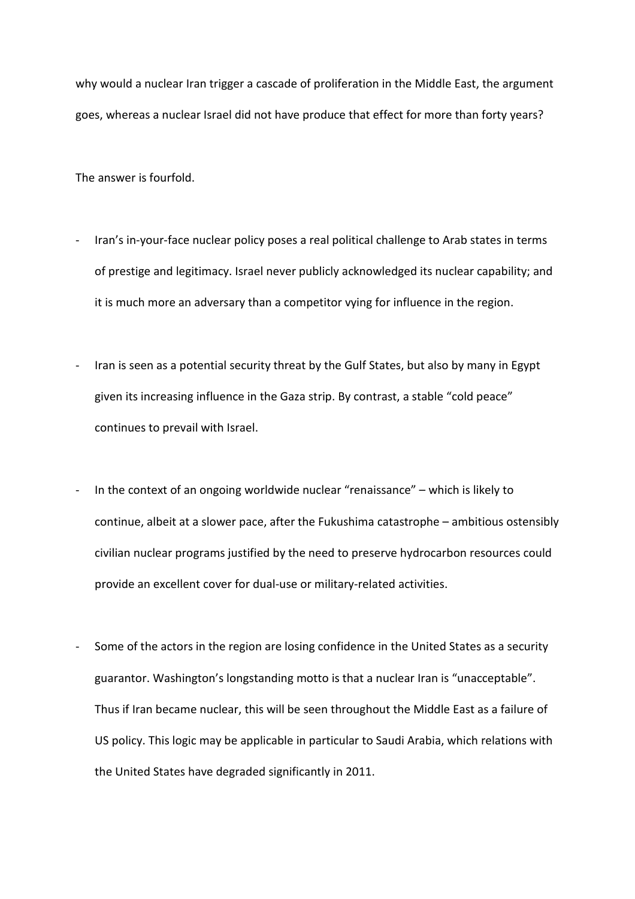why would a nuclear Iran trigger a cascade of proliferation in the Middle East, the argument goes, whereas a nuclear Israel did not have produce that effect for more than forty years?

The answer is fourfold.

- Iran's in-your-face nuclear policy poses a real political challenge to Arab states in terms of prestige and legitimacy. Israel never publicly acknowledged its nuclear capability; and it is much more an adversary than a competitor vying for influence in the region.

- Iran is seen as a potential security threat by the Gulf States, but also by many in Egypt given its increasing influence in the Gaza strip. By contrast, a stable "cold peace" continues to prevail with Israel.

- In the context of an ongoing worldwide nuclear "renaissance" – which is likely to continue, albeit at a slower pace, after the Fukushima catastrophe – ambitious ostensibly civilian nuclear programs justified by the need to preserve hydrocarbon resources could provide an excellent cover for dual-use or military-related activities.

- Some of the actors in the region are losing confidence in the United States as a security guarantor. Washington's longstanding motto is that a nuclear Iran is "unacceptable". Thus if Iran became nuclear, this will be seen throughout the Middle East as a failure of US policy. This logic may be applicable in particular to Saudi Arabia, which relations with the United States have degraded significantly in 2011.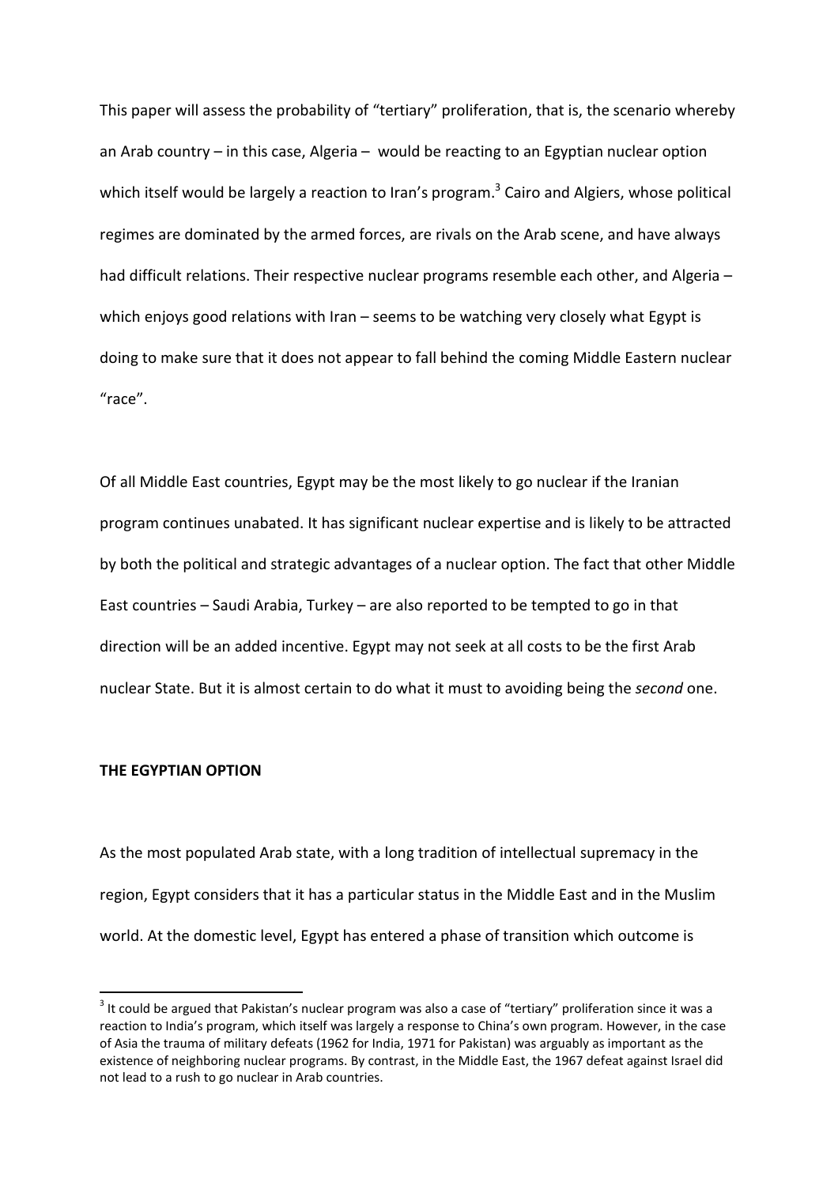This paper will assess the probability of "tertiary" proliferation, that is, the scenario whereby an Arab country – in this case, Algeria – would be reacting to an Egyptian nuclear option which itself would be largely a reaction to Iran's program.[3] Cairo and Algiers, whose political regimes are dominated by the armed forces, are rivals on the Arab scene, and have always had difficult relations. Their respective nuclear programs resemble each other, and Algeria – which enjoys good relations with Iran – seems to be watching very closely what Egypt is doing to make sure that it does not appear to fall behind the coming Middle Eastern nuclear "race".

Of all Middle East countries, Egypt may be the most likely to go nuclear if the Iranian program continues unabated. It has significant nuclear expertise and is likely to be attracted by both the political and strategic advantages of a nuclear option. The fact that other Middle East countries – Saudi Arabia, Turkey – are also reported to be tempted to go in that direction will be an added incentive. Egypt may not seek at all costs to be the first Arab nuclear State. But it is almost certain to do what it must to avoiding being the *second* one.

**THE EGYPTIAN OPTION**

As the most populated Arab state, with a long tradition of intellectual supremacy in the region, Egypt considers that it has a particular status in the Middle East and in the Muslim world. At the domestic level, Egypt has entered a phase of transition which outcome is

[3] It could be argued that Pakistan's nuclear program was also a case of "tertiary" proliferation since it was a reaction to India's program, which itself was largely a response to China's own program. However, in the case of Asia the trauma of military defeats (1962 for India, 1971 for Pakistan) was arguably as important as the existence of neighboring nuclear programs. By contrast, in the Middle East, the 1967 defeat against Israel did not lead to a rush to go nuclear in Arab countries.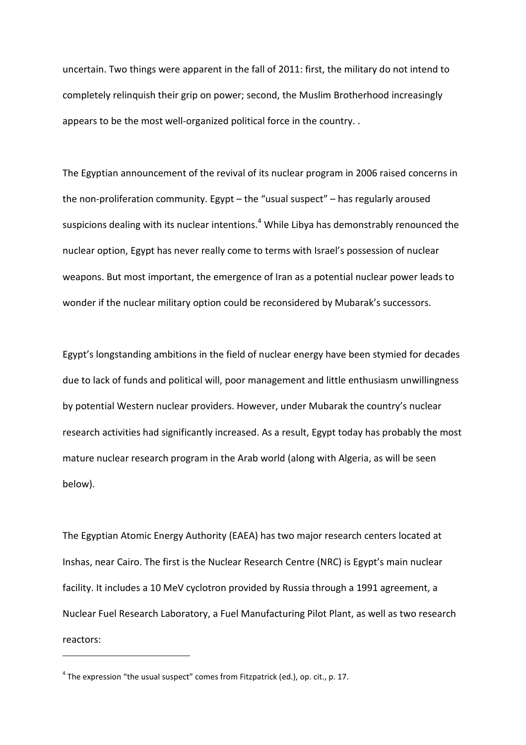uncertain. Two things were apparent in the fall of 2011: first, the military do not intend to completely relinquish their grip on power; second, the Muslim Brotherhood increasingly appears to be the most well-organized political force in the country. .

The Egyptian announcement of the revival of its nuclear program in 2006 raised concerns in the non-proliferation community. Egypt – the "usual suspect" – has regularly aroused suspicions dealing with its nuclear intentions.[4] While Libya has demonstrably renounced the nuclear option, Egypt has never really come to terms with Israel's possession of nuclear weapons. But most important, the emergence of Iran as a potential nuclear power leads to wonder if the nuclear military option could be reconsidered by Mubarak's successors.

Egypt's longstanding ambitions in the field of nuclear energy have been stymied for decades due to lack of funds and political will, poor management and little enthusiasm unwillingness by potential Western nuclear providers. However, under Mubarak the country's nuclear research activities had significantly increased. As a result, Egypt today has probably the most mature nuclear research program in the Arab world (along with Algeria, as will be seen below).

The Egyptian Atomic Energy Authority (EAEA) has two major research centers located at Inshas, near Cairo. The first is the Nuclear Research Centre (NRC) is Egypt's main nuclear facility. It includes a 10 MeV cyclotron provided by Russia through a 1991 agreement, a Nuclear Fuel Research Laboratory, a Fuel Manufacturing Pilot Plant, as well as two research reactors:

---

[4] The expression "the usual suspect" comes from Fitzpatrick (ed.), op. cit., p. 17.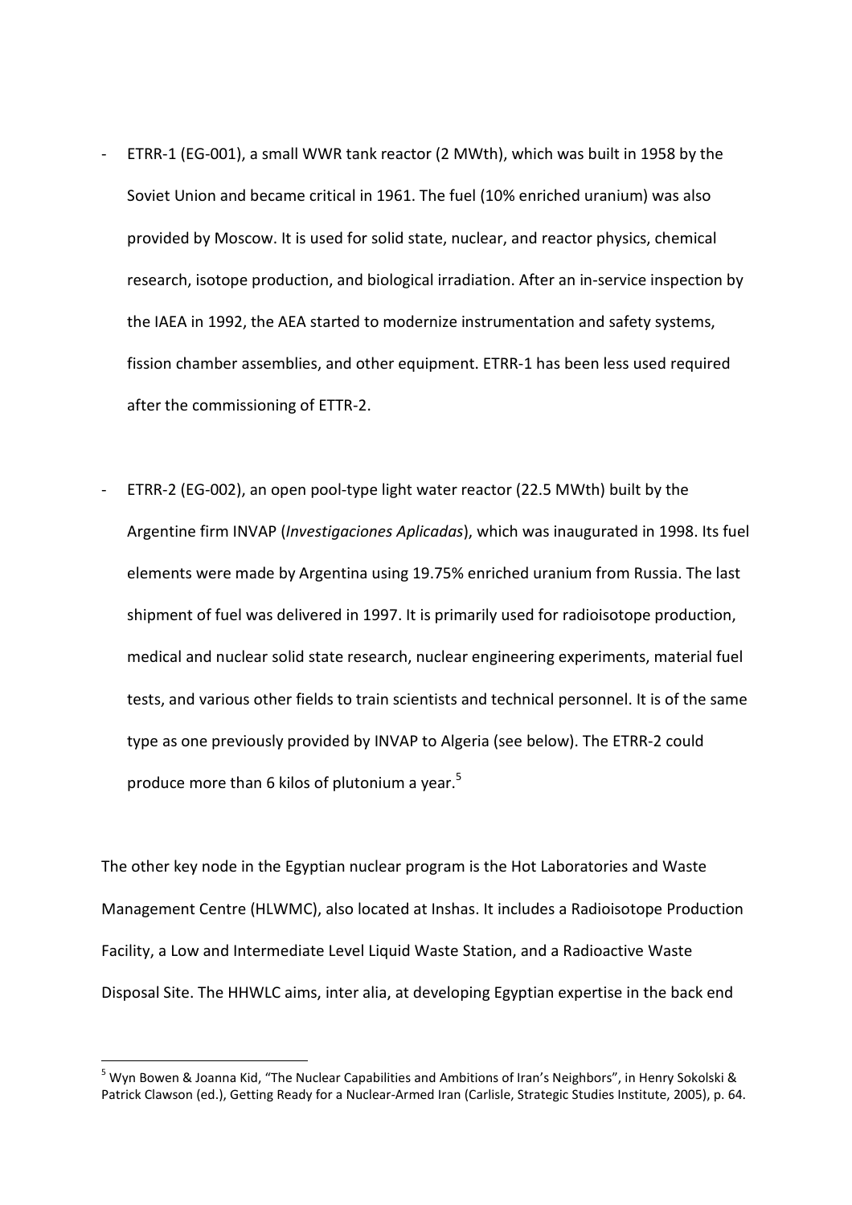- ETRR-1 (EG-001), a small WWR tank reactor (2 MWth), which was built in 1958 by the Soviet Union and became critical in 1961. The fuel (10% enriched uranium) was also provided by Moscow. It is used for solid state, nuclear, and reactor physics, chemical research, isotope production, and biological irradiation. After an in-service inspection by the IAEA in 1992, the AEA started to modernize instrumentation and safety systems, fission chamber assemblies, and other equipment. ETRR-1 has been less used required after the commissioning of ETTR-2.

- ETRR-2 (EG-002), an open pool-type light water reactor (22.5 MWth) built by the Argentine firm INVAP (*Investigaciones Aplicadas*), which was inaugurated in 1998. Its fuel elements were made by Argentina using 19.75% enriched uranium from Russia. The last shipment of fuel was delivered in 1997. It is primarily used for radioisotope production, medical and nuclear solid state research, nuclear engineering experiments, material fuel tests, and various other fields to train scientists and technical personnel. It is of the same type as one previously provided by INVAP to Algeria (see below). The ETRR-2 could produce more than 6 kilos of plutonium a year.[5]

The other key node in the Egyptian nuclear program is the Hot Laboratories and Waste Management Centre (HLWMC), also located at Inshas. It includes a Radioisotope Production Facility, a Low and Intermediate Level Liquid Waste Station, and a Radioactive Waste Disposal Site. The HHWLC aims, inter alia, at developing Egyptian expertise in the back end

[5] Wyn Bowen & Joanna Kid, "The Nuclear Capabilities and Ambitions of Iran's Neighbors", in Henry Sokolski & Patrick Clawson (ed.), Getting Ready for a Nuclear-Armed Iran (Carlisle, Strategic Studies Institute, 2005), p. 64.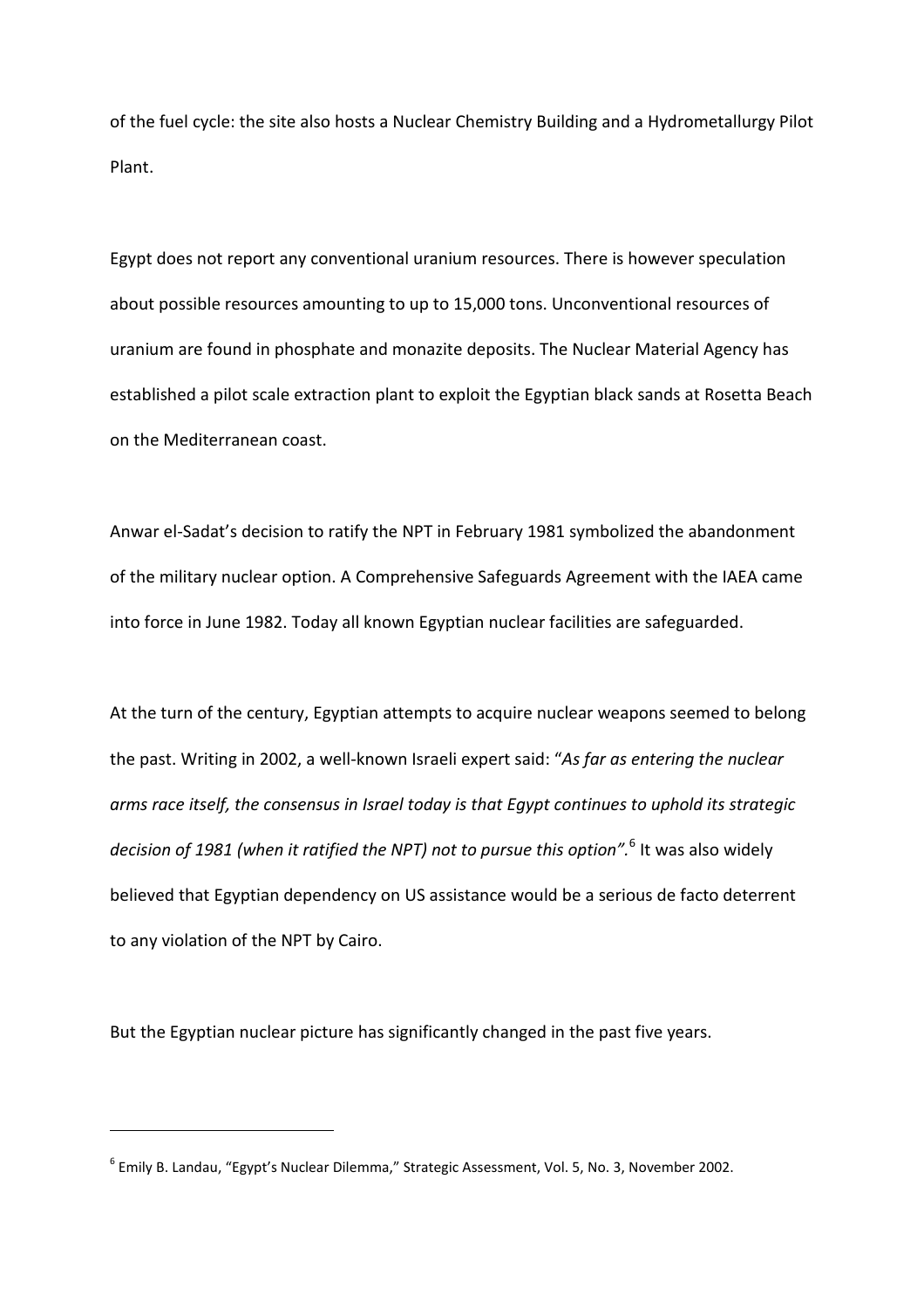of the fuel cycle: the site also hosts a Nuclear Chemistry Building and a Hydrometallurgy Pilot Plant.

Egypt does not report any conventional uranium resources. There is however speculation about possible resources amounting to up to 15,000 tons. Unconventional resources of uranium are found in phosphate and monazite deposits. The Nuclear Material Agency has established a pilot scale extraction plant to exploit the Egyptian black sands at Rosetta Beach on the Mediterranean coast.

Anwar el-Sadat's decision to ratify the NPT in February 1981 symbolized the abandonment of the military nuclear option. A Comprehensive Safeguards Agreement with the IAEA came into force in June 1982. Today all known Egyptian nuclear facilities are safeguarded.

At the turn of the century, Egyptian attempts to acquire nuclear weapons seemed to belong the past. Writing in 2002, a well-known Israeli expert said: "*As far as entering the nuclear arms race itself, the consensus in Israel today is that Egypt continues to uphold its strategic decision of 1981 (when it ratified the NPT) not to pursue this option"*.[6] It was also widely believed that Egyptian dependency on US assistance would be a serious de facto deterrent to any violation of the NPT by Cairo.

But the Egyptian nuclear picture has significantly changed in the past five years.

---

[6] Emily B. Landau, "Egypt's Nuclear Dilemma," Strategic Assessment, Vol. 5, No. 3, November 2002.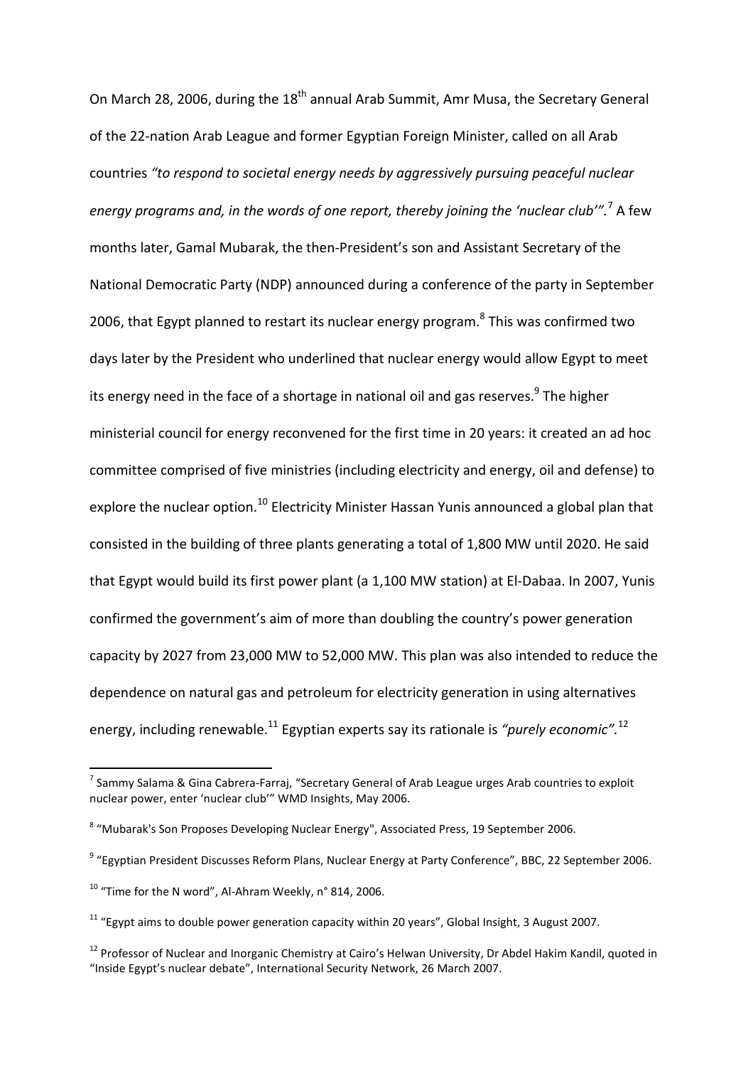On March 28, 2006, during the 18th annual Arab Summit, Amr Musa, the Secretary General of the 22-nation Arab League and former Egyptian Foreign Minister, called on all Arab countries *"to respond to societal energy needs by aggressively pursuing peaceful nuclear energy programs and, in the words of one report, thereby joining the 'nuclear club'".*[7] A few months later, Gamal Mubarak, the then-President's son and Assistant Secretary of the National Democratic Party (NDP) announced during a conference of the party in September 2006, that Egypt planned to restart its nuclear energy program.[8] This was confirmed two days later by the President who underlined that nuclear energy would allow Egypt to meet its energy need in the face of a shortage in national oil and gas reserves.[9] The higher ministerial council for energy reconvened for the first time in 20 years: it created an ad hoc committee comprised of five ministries (including electricity and energy, oil and defense) to explore the nuclear option.[10] Electricity Minister Hassan Yunis announced a global plan that consisted in the building of three plants generating a total of 1,800 MW until 2020. He said that Egypt would build its first power plant (a 1,100 MW station) at El-Dabaa. In 2007, Yunis confirmed the government's aim of more than doubling the country's power generation capacity by 2027 from 23,000 MW to 52,000 MW. This plan was also intended to reduce the dependence on natural gas and petroleum for electricity generation in using alternatives energy, including renewable.[11] Egyptian experts say its rationale is *"purely economic".*[12]

---

[7] Sammy Salama & Gina Cabrera-Farraj, "Secretary General of Arab League urges Arab countries to exploit nuclear power, enter 'nuclear club'" WMD Insights, May 2006.

[8] "Mubarak's Son Proposes Developing Nuclear Energy", Associated Press, 19 September 2006.

[9] "Egyptian President Discusses Reform Plans, Nuclear Energy at Party Conference", BBC, 22 September 2006.

[10] "Time for the N word", Al-Ahram Weekly, n° 814, 2006.

[11] "Egypt aims to double power generation capacity within 20 years", Global Insight, 3 August 2007.

[12] Professor of Nuclear and Inorganic Chemistry at Cairo's Helwan University, Dr Abdel Hakim Kandil, quoted in "Inside Egypt's nuclear debate", International Security Network, 26 March 2007.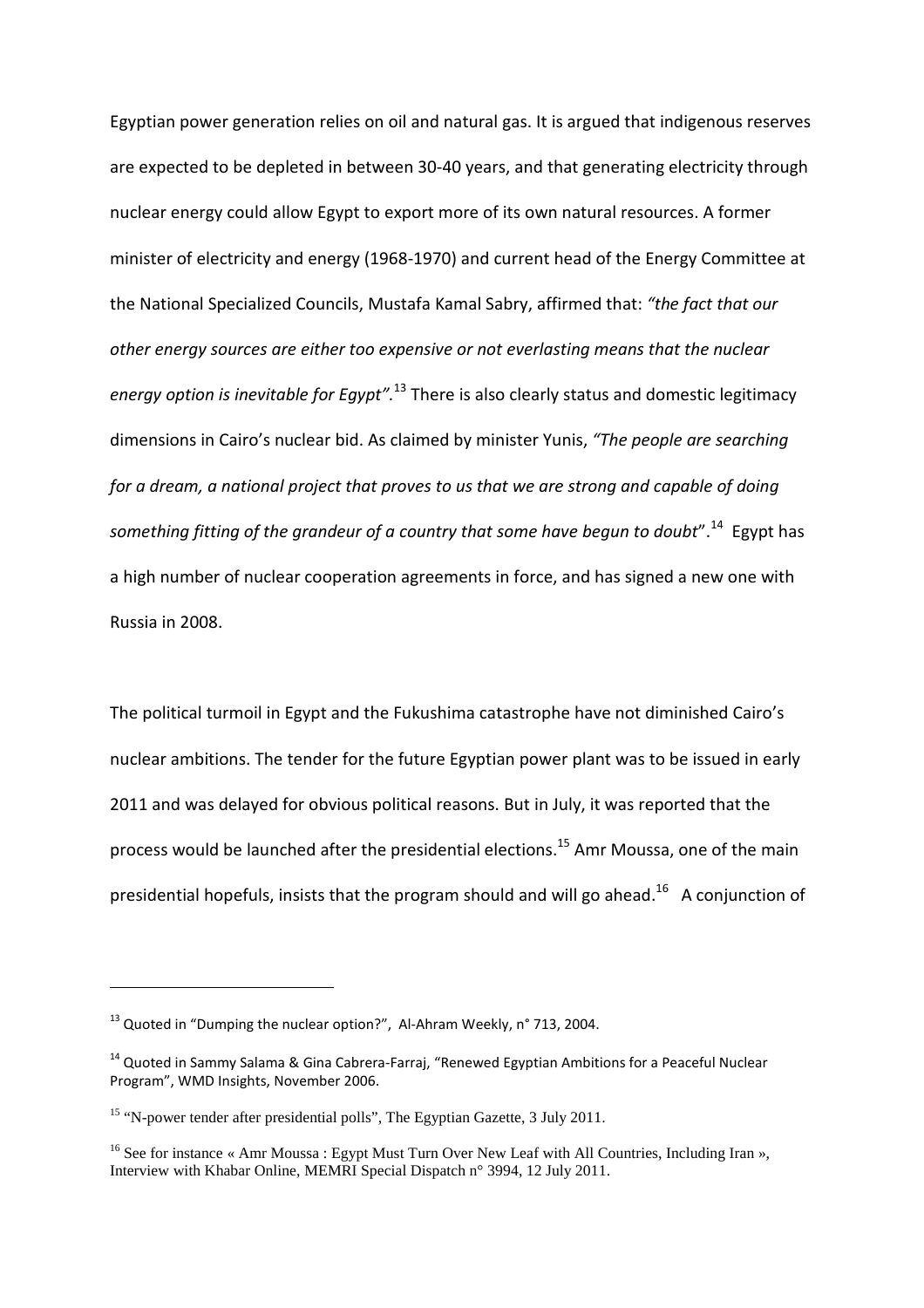Egyptian power generation relies on oil and natural gas. It is argued that indigenous reserves are expected to be depleted in between 30-40 years, and that generating electricity through nuclear energy could allow Egypt to export more of its own natural resources. A former minister of electricity and energy (1968-1970) and current head of the Energy Committee at the National Specialized Councils, Mustafa Kamal Sabry, affirmed that: *"the fact that our other energy sources are either too expensive or not everlasting means that the nuclear energy option is inevitable for Egypt".*[13] There is also clearly status and domestic legitimacy dimensions in Cairo's nuclear bid. As claimed by minister Yunis, *"The people are searching for a dream, a national project that proves to us that we are strong and capable of doing something fitting of the grandeur of a country that some have begun to doubt*".[14] Egypt has a high number of nuclear cooperation agreements in force, and has signed a new one with Russia in 2008.

The political turmoil in Egypt and the Fukushima catastrophe have not diminished Cairo's nuclear ambitions. The tender for the future Egyptian power plant was to be issued in early 2011 and was delayed for obvious political reasons. But in July, it was reported that the process would be launched after the presidential elections.[15] Amr Moussa, one of the main presidential hopefuls, insists that the program should and will go ahead.[16] A conjunction of

---

[13] Quoted in "Dumping the nuclear option?", Al-Ahram Weekly, n° 713, 2004.

[14] Quoted in Sammy Salama & Gina Cabrera-Farraj, "Renewed Egyptian Ambitions for a Peaceful Nuclear Program", WMD Insights, November 2006.

[15] "N-power tender after presidential polls", The Egyptian Gazette, 3 July 2011.

[16] See for instance « Amr Moussa : Egypt Must Turn Over New Leaf with All Countries, Including Iran », Interview with Khabar Online, MEMRI Special Dispatch n° 3994, 12 July 2011.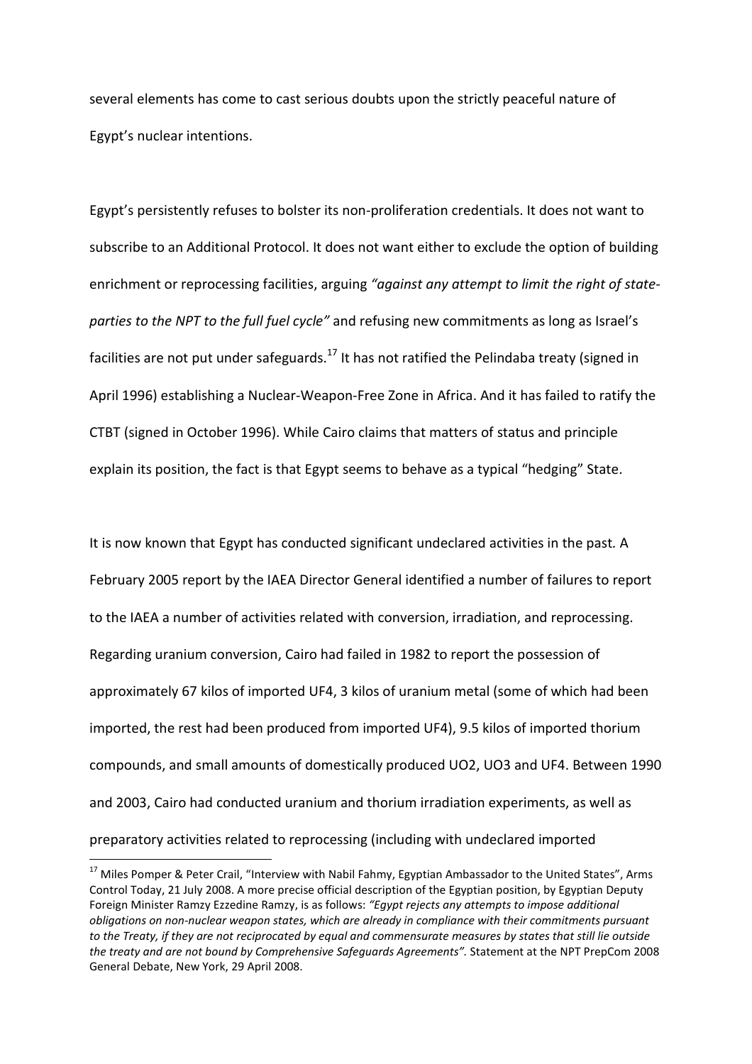several elements has come to cast serious doubts upon the strictly peaceful nature of Egypt's nuclear intentions.

Egypt's persistently refuses to bolster its non-proliferation credentials. It does not want to subscribe to an Additional Protocol. It does not want either to exclude the option of building enrichment or reprocessing facilities, arguing *"against any attempt to limit the right of state-parties to the NPT to the full fuel cycle"* and refusing new commitments as long as Israel's facilities are not put under safeguards.[17] It has not ratified the Pelindaba treaty (signed in April 1996) establishing a Nuclear-Weapon-Free Zone in Africa. And it has failed to ratify the CTBT (signed in October 1996). While Cairo claims that matters of status and principle explain its position, the fact is that Egypt seems to behave as a typical "hedging" State.

It is now known that Egypt has conducted significant undeclared activities in the past. A February 2005 report by the IAEA Director General identified a number of failures to report to the IAEA a number of activities related with conversion, irradiation, and reprocessing. Regarding uranium conversion, Cairo had failed in 1982 to report the possession of approximately 67 kilos of imported $UF_4$, 3 kilos of uranium metal (some of which had been imported, the rest had been produced from imported $UF_4$), 9.5 kilos of imported thorium compounds, and small amounts of domestically produced $UO_2$, $UO_3$ and $UF_4$. Between 1990 and 2003, Cairo had conducted uranium and thorium irradiation experiments, as well as preparatory activities related to reprocessing (including with undeclared imported

[17] Miles Pomper & Peter Crail, "Interview with Nabil Fahmy, Egyptian Ambassador to the United States", Arms Control Today, 21 July 2008. A more precise official description of the Egyptian position, by Egyptian Deputy Foreign Minister Ramzy Ezzedine Ramzy, is as follows: *"Egypt rejects any attempts to impose additional obligations on non-nuclear weapon states, which are already in compliance with their commitments pursuant to the Treaty, if they are not reciprocated by equal and commensurate measures by states that still lie outside the treaty and are not bound by Comprehensive Safeguards Agreements".* Statement at the NPT PrepCom 2008 General Debate, New York, 29 April 2008.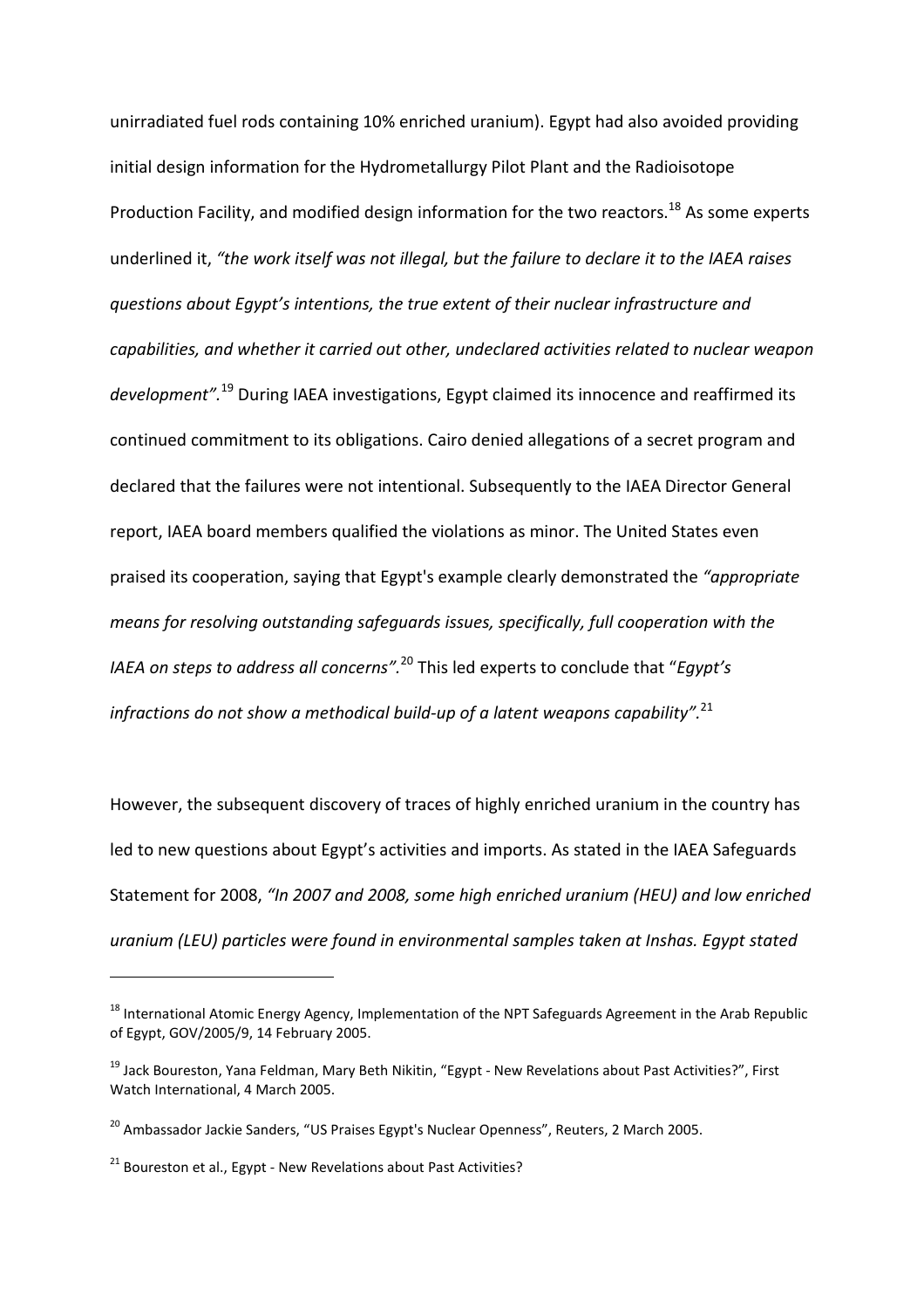unirradiated fuel rods containing 10% enriched uranium). Egypt had also avoided providing initial design information for the Hydrometallurgy Pilot Plant and the Radioisotope Production Facility, and modified design information for the two reactors.[18] As some experts underlined it, *"the work itself was not illegal, but the failure to declare it to the IAEA raises questions about Egypt's intentions, the true extent of their nuclear infrastructure and capabilities, and whether it carried out other, undeclared activities related to nuclear weapon development".*[19] During IAEA investigations, Egypt claimed its innocence and reaffirmed its continued commitment to its obligations. Cairo denied allegations of a secret program and declared that the failures were not intentional. Subsequently to the IAEA Director General report, IAEA board members qualified the violations as minor. The United States even praised its cooperation, saying that Egypt's example clearly demonstrated the *"appropriate means for resolving outstanding safeguards issues, specifically, full cooperation with the IAEA on steps to address all concerns".*[20] This led experts to conclude that "*Egypt's infractions do not show a methodical build-up of a latent weapons capability".*[21]

However, the subsequent discovery of traces of highly enriched uranium in the country has led to new questions about Egypt's activities and imports. As stated in the IAEA Safeguards Statement for 2008, *"In 2007 and 2008, some high enriched uranium (HEU) and low enriched uranium (LEU) particles were found in environmental samples taken at Inshas. Egypt stated*

---

[18] International Atomic Energy Agency, Implementation of the NPT Safeguards Agreement in the Arab Republic of Egypt, GOV/2005/9, 14 February 2005.

[19] Jack Boureston, Yana Feldman, Mary Beth Nikitin, "Egypt - New Revelations about Past Activities?", First Watch International, 4 March 2005.

[20] Ambassador Jackie Sanders, "US Praises Egypt's Nuclear Openness", Reuters, 2 March 2005.

[21] Boureston et al., Egypt - New Revelations about Past Activities?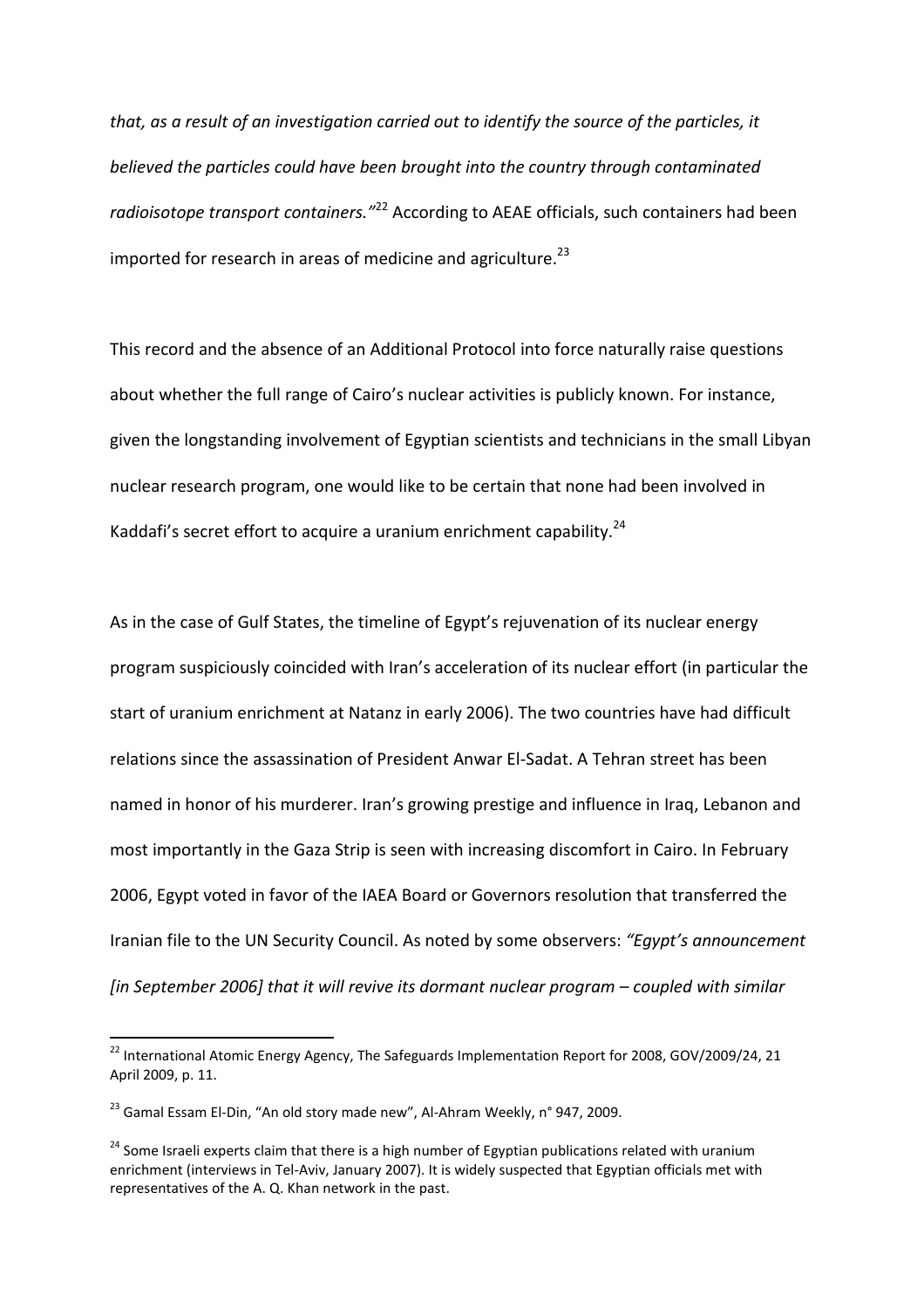*that, as a result of an investigation carried out to identify the source of the particles, it believed the particles could have been brought into the country through contaminated radioisotope transport containers."*[22] According to AEAE officials, such containers had been imported for research in areas of medicine and agriculture.[23]

This record and the absence of an Additional Protocol into force naturally raise questions about whether the full range of Cairo's nuclear activities is publicly known. For instance, given the longstanding involvement of Egyptian scientists and technicians in the small Libyan nuclear research program, one would like to be certain that none had been involved in Kaddafi's secret effort to acquire a uranium enrichment capability.[24]

As in the case of Gulf States, the timeline of Egypt's rejuvenation of its nuclear energy program suspiciously coincided with Iran's acceleration of its nuclear effort (in particular the start of uranium enrichment at Natanz in early 2006). The two countries have had difficult relations since the assassination of President Anwar El-Sadat. A Tehran street has been named in honor of his murderer. Iran's growing prestige and influence in Iraq, Lebanon and most importantly in the Gaza Strip is seen with increasing discomfort in Cairo. In February 2006, Egypt voted in favor of the IAEA Board or Governors resolution that transferred the Iranian file to the UN Security Council. As noted by some observers: *"Egypt's announcement [in September 2006] that it will revive its dormant nuclear program – coupled with similar*

---

[22] International Atomic Energy Agency, The Safeguards Implementation Report for 2008, GOV/2009/24, 21 April 2009, p. 11.

[23] Gamal Essam El-Din, "An old story made new", Al-Ahram Weekly, n° 947, 2009.

[24] Some Israeli experts claim that there is a high number of Egyptian publications related with uranium enrichment (interviews in Tel-Aviv, January 2007). It is widely suspected that Egyptian officials met with representatives of the A. Q. Khan network in the past.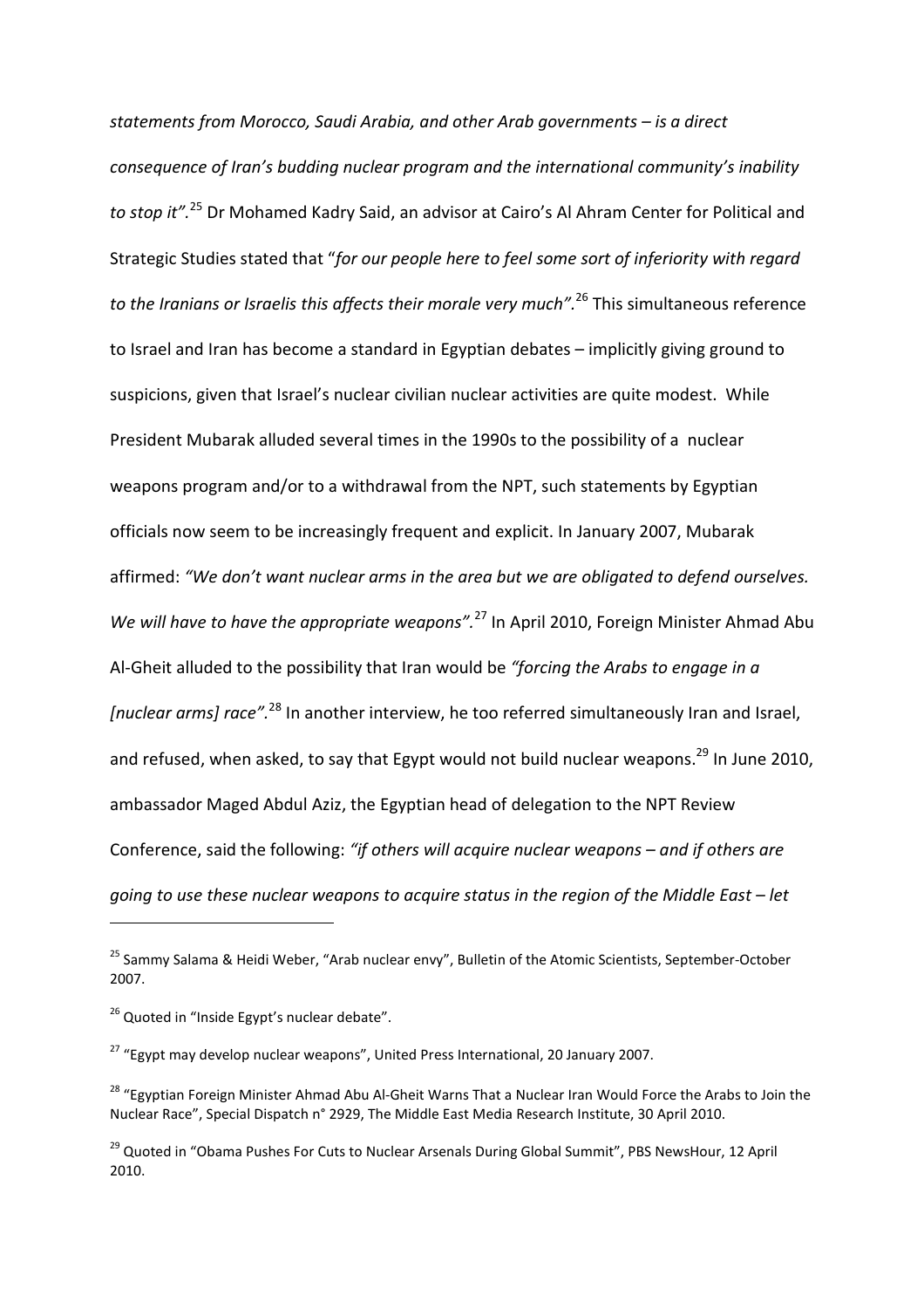*statements from Morocco, Saudi Arabia, and other Arab governments – is a direct consequence of Iran's budding nuclear program and the international community's inability to stop it".*[25] Dr Mohamed Kadry Said, an advisor at Cairo's Al Ahram Center for Political and Strategic Studies stated that "*for our people here to feel some sort of inferiority with regard to the Iranians or Israelis this affects their morale very much".*[26] This simultaneous reference to Israel and Iran has become a standard in Egyptian debates – implicitly giving ground to suspicions, given that Israel's nuclear civilian nuclear activities are quite modest. While President Mubarak alluded several times in the 1990s to the possibility of a nuclear weapons program and/or to a withdrawal from the NPT, such statements by Egyptian officials now seem to be increasingly frequent and explicit. In January 2007, Mubarak affirmed: *"We don't want nuclear arms in the area but we are obligated to defend ourselves. We will have to have the appropriate weapons".*[27] In April 2010, Foreign Minister Ahmad Abu Al-Gheit alluded to the possibility that Iran would be *"forcing the Arabs to engage in a [nuclear arms] race"*.[28] In another interview, he too referred simultaneously Iran and Israel, and refused, when asked, to say that Egypt would not build nuclear weapons.[29] In June 2010, ambassador Maged Abdul Aziz, the Egyptian head of delegation to the NPT Review Conference, said the following: *"if others will acquire nuclear weapons – and if others are going to use these nuclear weapons to acquire status in the region of the Middle East – let*

---

[25] Sammy Salama & Heidi Weber, "Arab nuclear envy", Bulletin of the Atomic Scientists, September-October 2007.

[26] Quoted in "Inside Egypt's nuclear debate".

[27] "Egypt may develop nuclear weapons", United Press International, 20 January 2007.

[28] "Egyptian Foreign Minister Ahmad Abu Al-Gheit Warns That a Nuclear Iran Would Force the Arabs to Join the Nuclear Race", Special Dispatch n° 2929, The Middle East Media Research Institute, 30 April 2010.

[29] Quoted in "Obama Pushes For Cuts to Nuclear Arsenals During Global Summit", PBS NewsHour, 12 April 2010.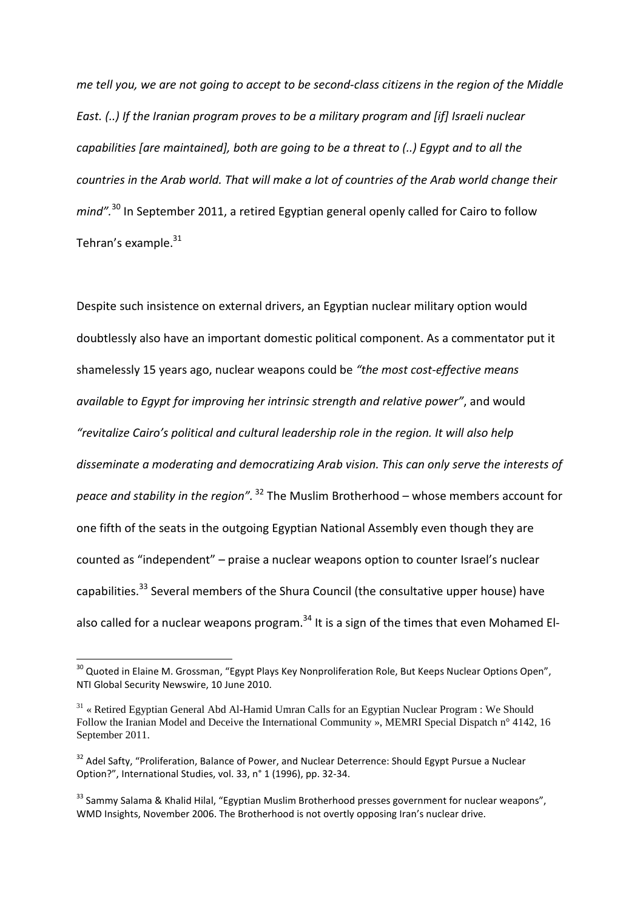*me tell you, we are not going to accept to be second-class citizens in the region of the Middle East. (..) If the Iranian program proves to be a military program and [if] Israeli nuclear capabilities [are maintained], both are going to be a threat to (..) Egypt and to all the countries in the Arab world. That will make a lot of countries of the Arab world change their mind".*[30] In September 2011, a retired Egyptian general openly called for Cairo to follow Tehran's example.[31]

Despite such insistence on external drivers, an Egyptian nuclear military option would doubtlessly also have an important domestic political component. As a commentator put it shamelessly 15 years ago, nuclear weapons could be *"the most cost-effective means available to Egypt for improving her intrinsic strength and relative power"*, and would *"revitalize Cairo's political and cultural leadership role in the region. It will also help disseminate a moderating and democratizing Arab vision. This can only serve the interests of peace and stability in the region".*[32] The Muslim Brotherhood – whose members account for one fifth of the seats in the outgoing Egyptian National Assembly even though they are counted as "independent" – praise a nuclear weapons option to counter Israel's nuclear capabilities.[33] Several members of the Shura Council (the consultative upper house) have also called for a nuclear weapons program.[34] It is a sign of the times that even Mohamed El-

---

[30] Quoted in Elaine M. Grossman, "Egypt Plays Key Nonproliferation Role, But Keeps Nuclear Options Open", NTI Global Security Newswire, 10 June 2010.

[31] « Retired Egyptian General Abd Al-Hamid Umran Calls for an Egyptian Nuclear Program : We Should Follow the Iranian Model and Deceive the International Community », MEMRI Special Dispatch n° 4142, 16 September 2011.

[32] Adel Safty, "Proliferation, Balance of Power, and Nuclear Deterrence: Should Egypt Pursue a Nuclear Option?", International Studies, vol. 33, n° 1 (1996), pp. 32-34.

[33] Sammy Salama & Khalid Hilal, "Egyptian Muslim Brotherhood presses government for nuclear weapons", WMD Insights, November 2006. The Brotherhood is not overtly opposing Iran's nuclear drive.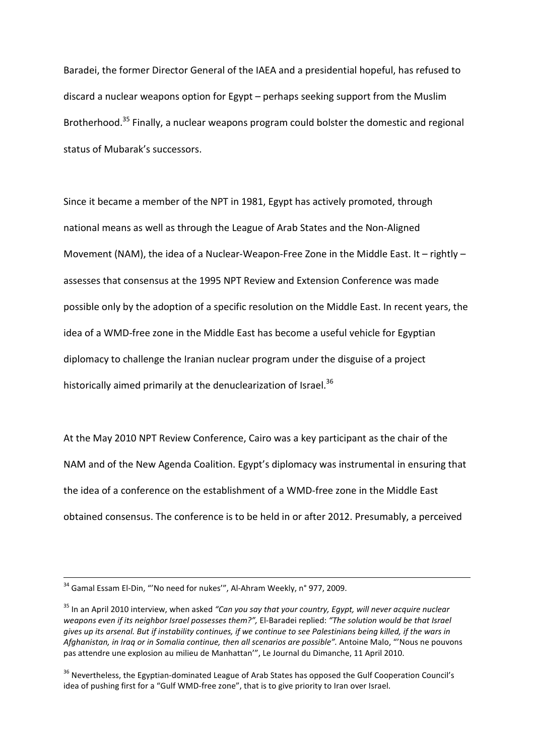Baradei, the former Director General of the IAEA and a presidential hopeful, has refused to discard a nuclear weapons option for Egypt – perhaps seeking support from the Muslim Brotherhood.[35] Finally, a nuclear weapons program could bolster the domestic and regional status of Mubarak's successors.

Since it became a member of the NPT in 1981, Egypt has actively promoted, through national means as well as through the League of Arab States and the Non-Aligned Movement (NAM), the idea of a Nuclear-Weapon-Free Zone in the Middle East. It – rightly – assesses that consensus at the 1995 NPT Review and Extension Conference was made possible only by the adoption of a specific resolution on the Middle East. In recent years, the idea of a WMD-free zone in the Middle East has become a useful vehicle for Egyptian diplomacy to challenge the Iranian nuclear program under the disguise of a project historically aimed primarily at the denuclearization of Israel.[36]

At the May 2010 NPT Review Conference, Cairo was a key participant as the chair of the NAM and of the New Agenda Coalition. Egypt's diplomacy was instrumental in ensuring that the idea of a conference on the establishment of a WMD-free zone in the Middle East obtained consensus. The conference is to be held in or after 2012. Presumably, a perceived

---

[34] Gamal Essam El-Din, "'No need for nukes'", Al-Ahram Weekly, n° 977, 2009.

[35] In an April 2010 interview, when asked *"Can you say that your country, Egypt, will never acquire nuclear weapons even if its neighbor Israel possesses them?"*, El-Baradei replied: *"The solution would be that Israel gives up its arsenal. But if instability continues, if we continue to see Palestinians being killed, if the wars in Afghanistan, in Iraq or in Somalia continue, then all scenarios are possible".* Antoine Malo, "'Nous ne pouvons pas attendre une explosion au milieu de Manhattan'", Le Journal du Dimanche, 11 April 2010.

[36] Nevertheless, the Egyptian-dominated League of Arab States has opposed the Gulf Cooperation Council's idea of pushing first for a "Gulf WMD-free zone", that is to give priority to Iran over Israel.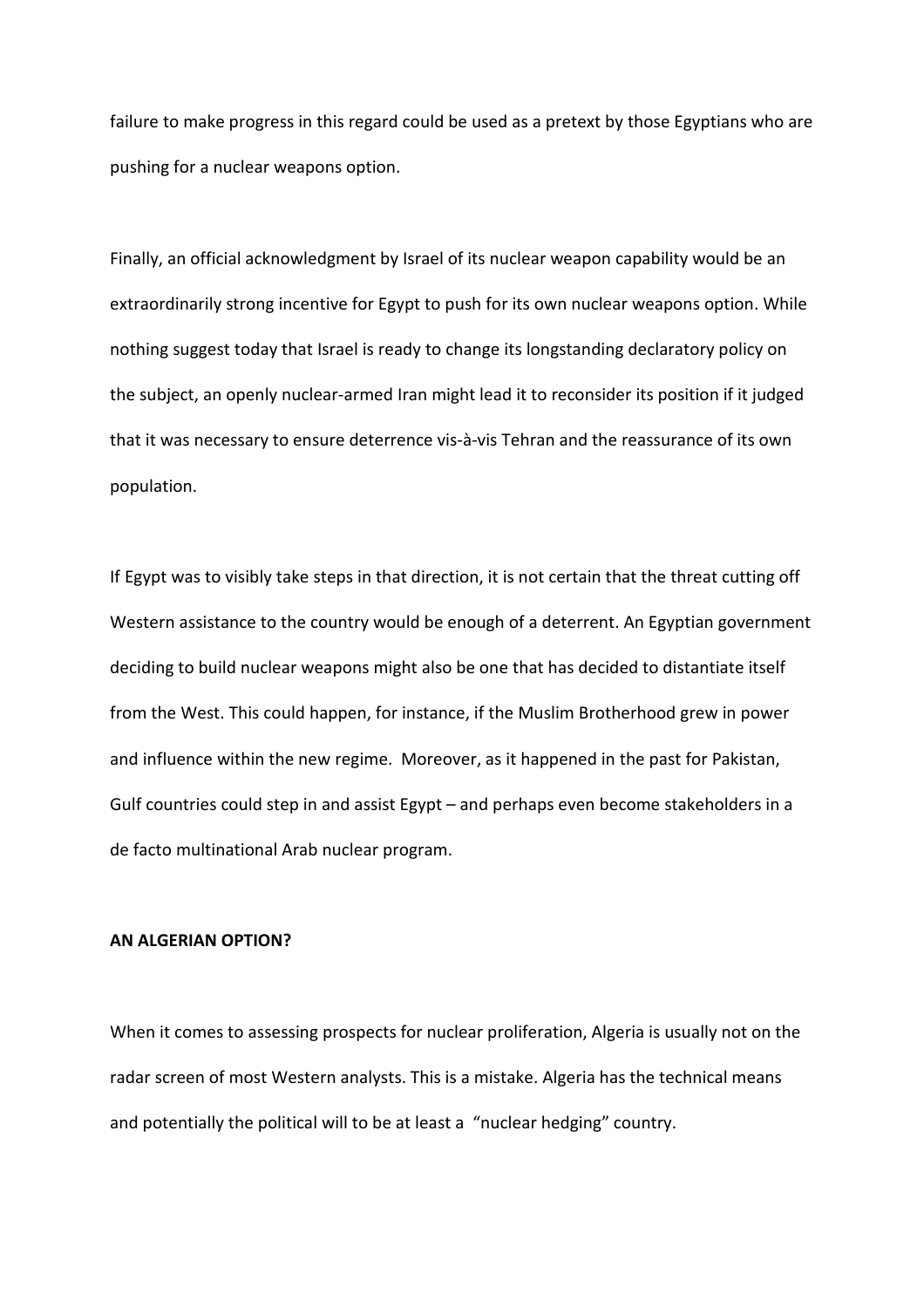failure to make progress in this regard could be used as a pretext by those Egyptians who are pushing for a nuclear weapons option.

Finally, an official acknowledgment by Israel of its nuclear weapon capability would be an extraordinarily strong incentive for Egypt to push for its own nuclear weapons option. While nothing suggest today that Israel is ready to change its longstanding declaratory policy on the subject, an openly nuclear-armed Iran might lead it to reconsider its position if it judged that it was necessary to ensure deterrence vis-à-vis Tehran and the reassurance of its own population.

If Egypt was to visibly take steps in that direction, it is not certain that the threat cutting off Western assistance to the country would be enough of a deterrent. An Egyptian government deciding to build nuclear weapons might also be one that has decided to distantiate itself from the West. This could happen, for instance, if the Muslim Brotherhood grew in power and influence within the new regime. Moreover, as it happened in the past for Pakistan, Gulf countries could step in and assist Egypt – and perhaps even become stakeholders in a de facto multinational Arab nuclear program.

**AN ALGERIAN OPTION?**

When it comes to assessing prospects for nuclear proliferation, Algeria is usually not on the radar screen of most Western analysts. This is a mistake. Algeria has the technical means and potentially the political will to be at least a "nuclear hedging" country.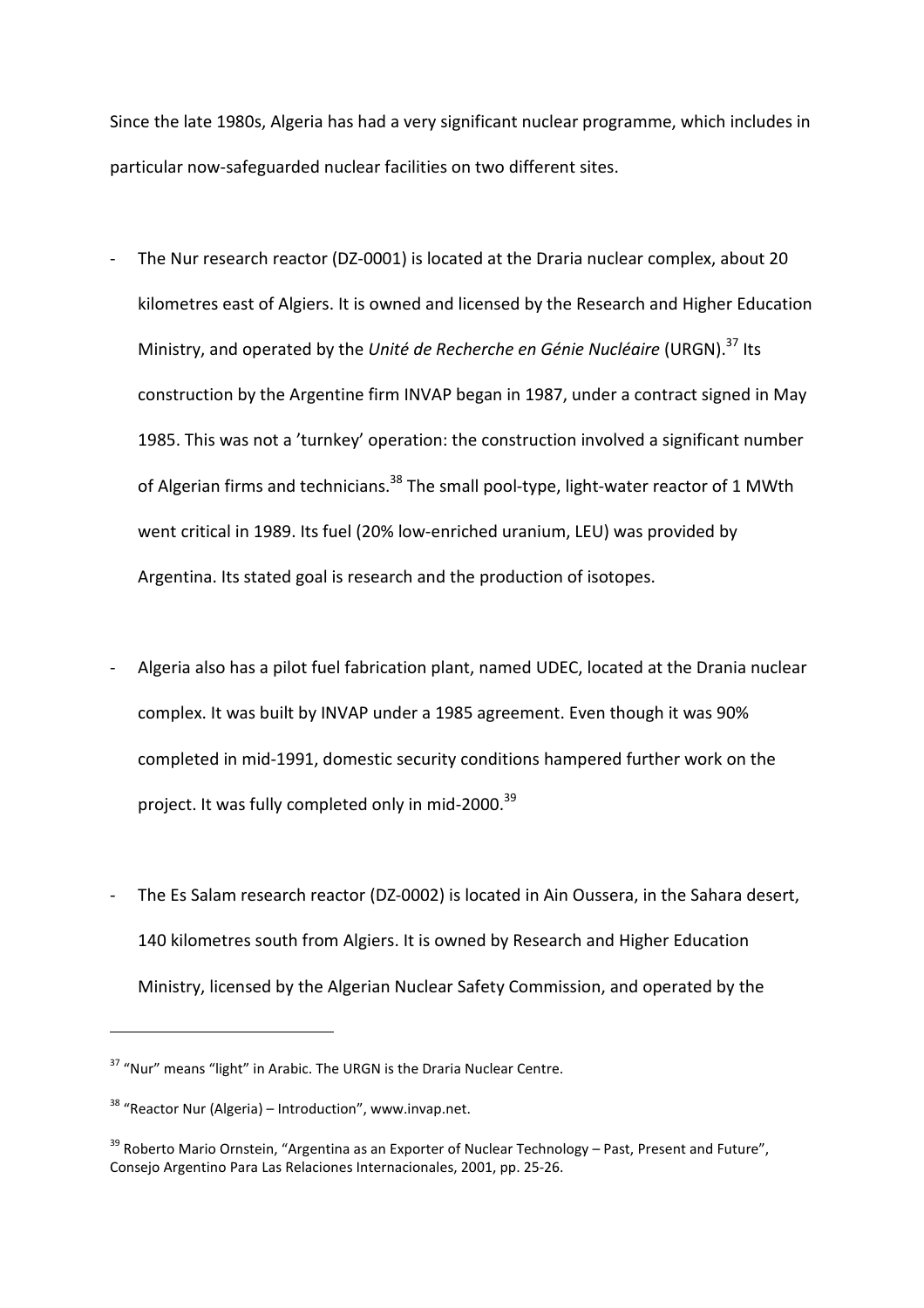Since the late 1980s, Algeria has had a very significant nuclear programme, which includes in particular now-safeguarded nuclear facilities on two different sites.

- The Nur research reactor (DZ-0001) is located at the Draria nuclear complex, about 20 kilometres east of Algiers. It is owned and licensed by the Research and Higher Education Ministry, and operated by the *Unité de Recherche en Génie Nucléaire* (URGN).[37] Its construction by the Argentine firm INVAP began in 1987, under a contract signed in May 1985. This was not a 'turnkey' operation: the construction involved a significant number of Algerian firms and technicians.[38] The small pool-type, light-water reactor of 1 MWth went critical in 1989. Its fuel (20% low-enriched uranium, LEU) was provided by Argentina. Its stated goal is research and the production of isotopes.

- Algeria also has a pilot fuel fabrication plant, named UDEC, located at the Drania nuclear complex. It was built by INVAP under a 1985 agreement. Even though it was 90% completed in mid-1991, domestic security conditions hampered further work on the project. It was fully completed only in mid-2000.[39]

- The Es Salam research reactor (DZ-0002) is located in Ain Oussera, in the Sahara desert, 140 kilometres south from Algiers. It is owned by Research and Higher Education Ministry, licensed by the Algerian Nuclear Safety Commission, and operated by the

---

[37] "Nur" means "light" in Arabic. The URGN is the Draria Nuclear Centre.

[38] "Reactor Nur (Algeria) – Introduction", www.invap.net.

[39] Roberto Mario Ornstein, "Argentina as an Exporter of Nuclear Technology – Past, Present and Future", Consejo Argentino Para Las Relaciones Internacionales, 2001, pp. 25-26.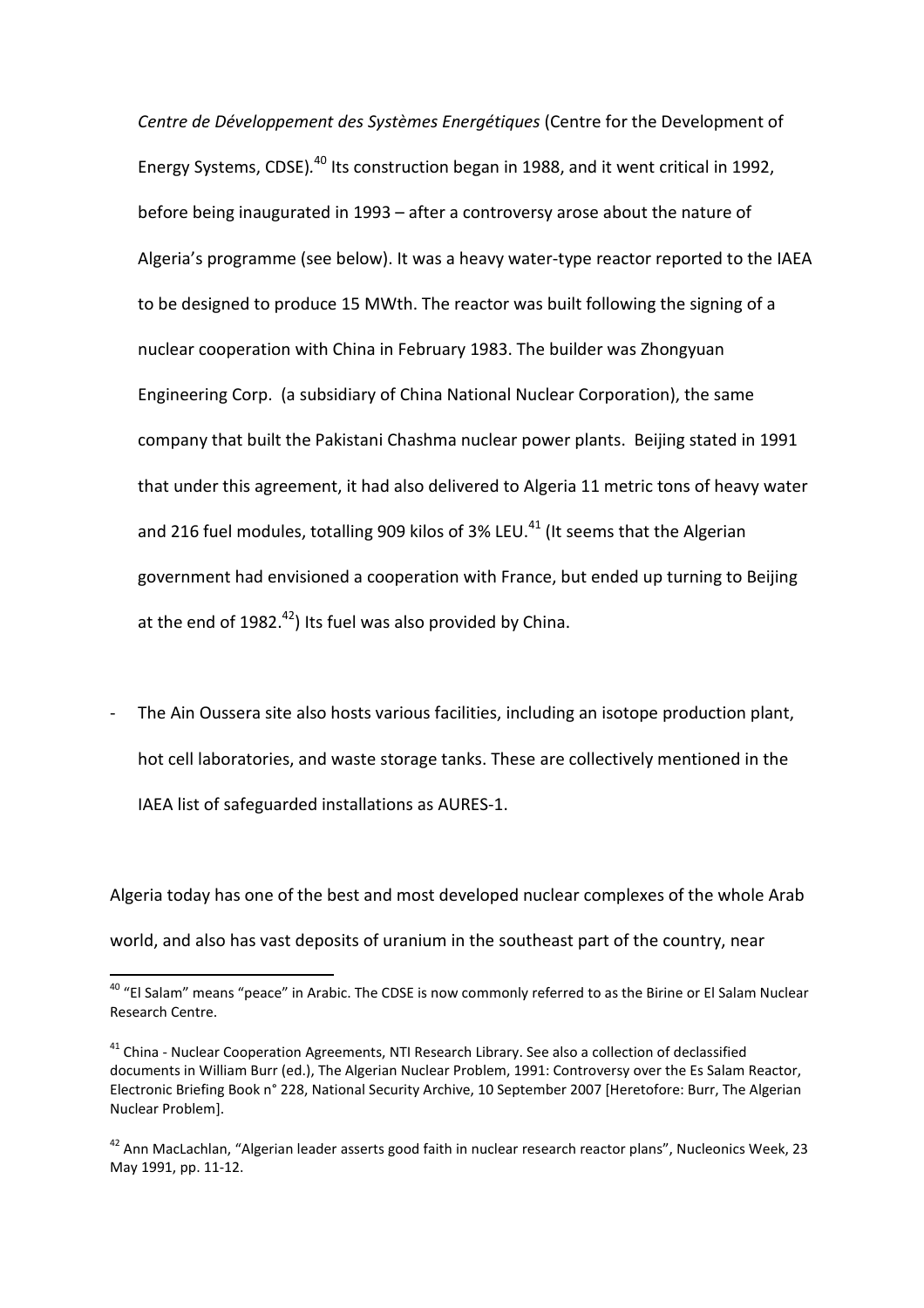*Centre de Développement des Systèmes Energétiques* (Centre for the Development of Energy Systems, CDSE).[40] Its construction began in 1988, and it went critical in 1992, before being inaugurated in 1993 – after a controversy arose about the nature of Algeria's programme (see below). It was a heavy water-type reactor reported to the IAEA to be designed to produce 15 MWth. The reactor was built following the signing of a nuclear cooperation with China in February 1983. The builder was Zhongyuan Engineering Corp. (a subsidiary of China National Nuclear Corporation), the same company that built the Pakistani Chashma nuclear power plants. Beijing stated in 1991 that under this agreement, it had also delivered to Algeria 11 metric tons of heavy water and 216 fuel modules, totalling 909 kilos of 3% LEU.[41] (It seems that the Algerian government had envisioned a cooperation with France, but ended up turning to Beijing at the end of 1982.[42]) Its fuel was also provided by China.

- The Ain Oussera site also hosts various facilities, including an isotope production plant, hot cell laboratories, and waste storage tanks. These are collectively mentioned in the IAEA list of safeguarded installations as AURES-1.

Algeria today has one of the best and most developed nuclear complexes of the whole Arab world, and also has vast deposits of uranium in the southeast part of the country, near

---

[40] "El Salam" means "peace" in Arabic. The CDSE is now commonly referred to as the Birine or El Salam Nuclear Research Centre.

[41] China - Nuclear Cooperation Agreements, NTI Research Library. See also a collection of declassified documents in William Burr (ed.), The Algerian Nuclear Problem, 1991: Controversy over the Es Salam Reactor, Electronic Briefing Book n° 228, National Security Archive, 10 September 2007 [Heretofore: Burr, The Algerian Nuclear Problem].

[42] Ann MacLachlan, "Algerian leader asserts good faith in nuclear research reactor plans", Nucleonics Week, 23 May 1991, pp. 11-12.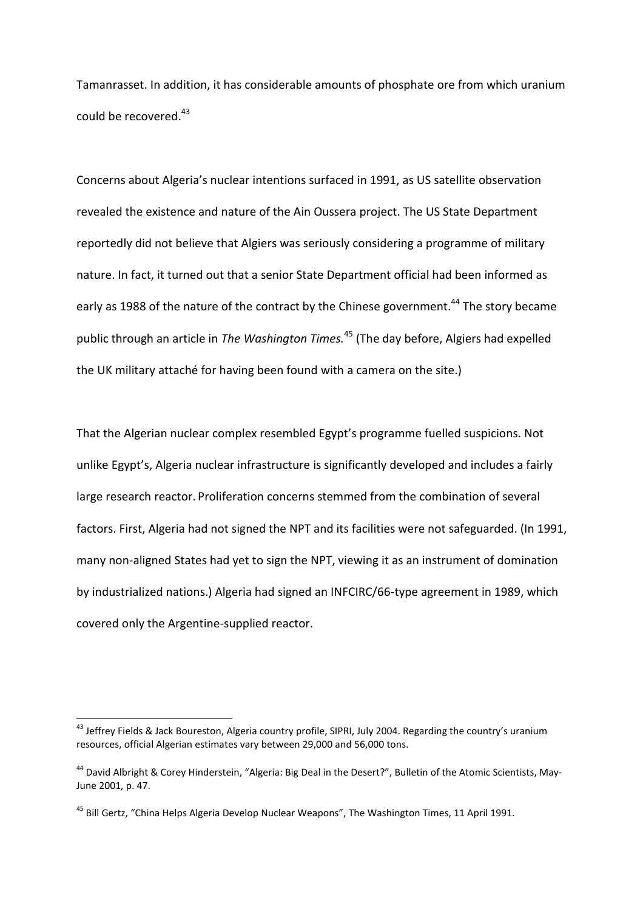Tamanrasset. In addition, it has considerable amounts of phosphate ore from which uranium could be recovered.[43]

Concerns about Algeria's nuclear intentions surfaced in 1991, as US satellite observation revealed the existence and nature of the Ain Oussera project. The US State Department reportedly did not believe that Algiers was seriously considering a programme of military nature. In fact, it turned out that a senior State Department official had been informed as early as 1988 of the nature of the contract by the Chinese government.[44] The story became public through an article in *The Washington Times.*[45] (The day before, Algiers had expelled the UK military attaché for having been found with a camera on the site.)

That the Algerian nuclear complex resembled Egypt's programme fuelled suspicions. Not unlike Egypt's, Algeria nuclear infrastructure is significantly developed and includes a fairly large research reactor. Proliferation concerns stemmed from the combination of several factors. First, Algeria had not signed the NPT and its facilities were not safeguarded. (In 1991, many non-aligned States had yet to sign the NPT, viewing it as an instrument of domination by industrialized nations.) Algeria had signed an INFCIRC/66-type agreement in 1989, which covered only the Argentine-supplied reactor.

---

[43] Jeffrey Fields & Jack Boureston, Algeria country profile, SIPRI, July 2004. Regarding the country's uranium resources, official Algerian estimates vary between 29,000 and 56,000 tons.

[44] David Albright & Corey Hinderstein, "Algeria: Big Deal in the Desert?", Bulletin of the Atomic Scientists, May-June 2001, p. 47.

[45] Bill Gertz, "China Helps Algeria Develop Nuclear Weapons", The Washington Times, 11 April 1991.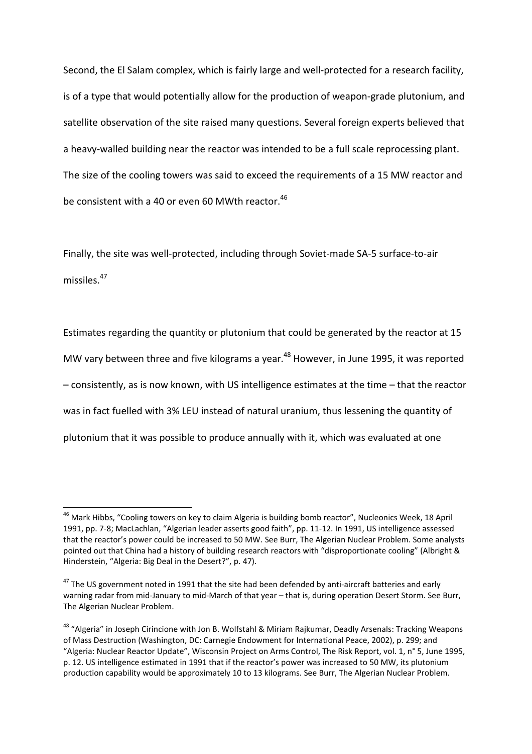Second, the El Salam complex, which is fairly large and well-protected for a research facility, is of a type that would potentially allow for the production of weapon-grade plutonium, and satellite observation of the site raised many questions. Several foreign experts believed that a heavy-walled building near the reactor was intended to be a full scale reprocessing plant. The size of the cooling towers was said to exceed the requirements of a 15 MW reactor and be consistent with a 40 or even 60 MWth reactor.[46]

Finally, the site was well-protected, including through Soviet-made SA-5 surface-to-air missiles.[47]

Estimates regarding the quantity or plutonium that could be generated by the reactor at 15 MW vary between three and five kilograms a year.[48] However, in June 1995, it was reported – consistently, as is now known, with US intelligence estimates at the time – that the reactor was in fact fuelled with 3% LEU instead of natural uranium, thus lessening the quantity of plutonium that it was possible to produce annually with it, which was evaluated at one

---

[46] Mark Hibbs, "Cooling towers on key to claim Algeria is building bomb reactor", Nucleonics Week, 18 April 1991, pp. 7-8; MacLachlan, "Algerian leader asserts good faith", pp. 11-12. In 1991, US intelligence assessed that the reactor's power could be increased to 50 MW. See Burr, The Algerian Nuclear Problem. Some analysts pointed out that China had a history of building research reactors with "disproportionate cooling" (Albright & Hinderstein, "Algeria: Big Deal in the Desert?", p. 47).

[47] The US government noted in 1991 that the site had been defended by anti-aircraft batteries and early warning radar from mid-January to mid-March of that year – that is, during operation Desert Storm. See Burr, The Algerian Nuclear Problem.

[48] "Algeria" in Joseph Cirincione with Jon B. Wolfstahl & Miriam Rajkumar, Deadly Arsenals: Tracking Weapons of Mass Destruction (Washington, DC: Carnegie Endowment for International Peace, 2002), p. 299; and "Algeria: Nuclear Reactor Update", Wisconsin Project on Arms Control, The Risk Report, vol. 1, n° 5, June 1995, p. 12. US intelligence estimated in 1991 that if the reactor's power was increased to 50 MW, its plutonium production capability would be approximately 10 to 13 kilograms. See Burr, The Algerian Nuclear Problem.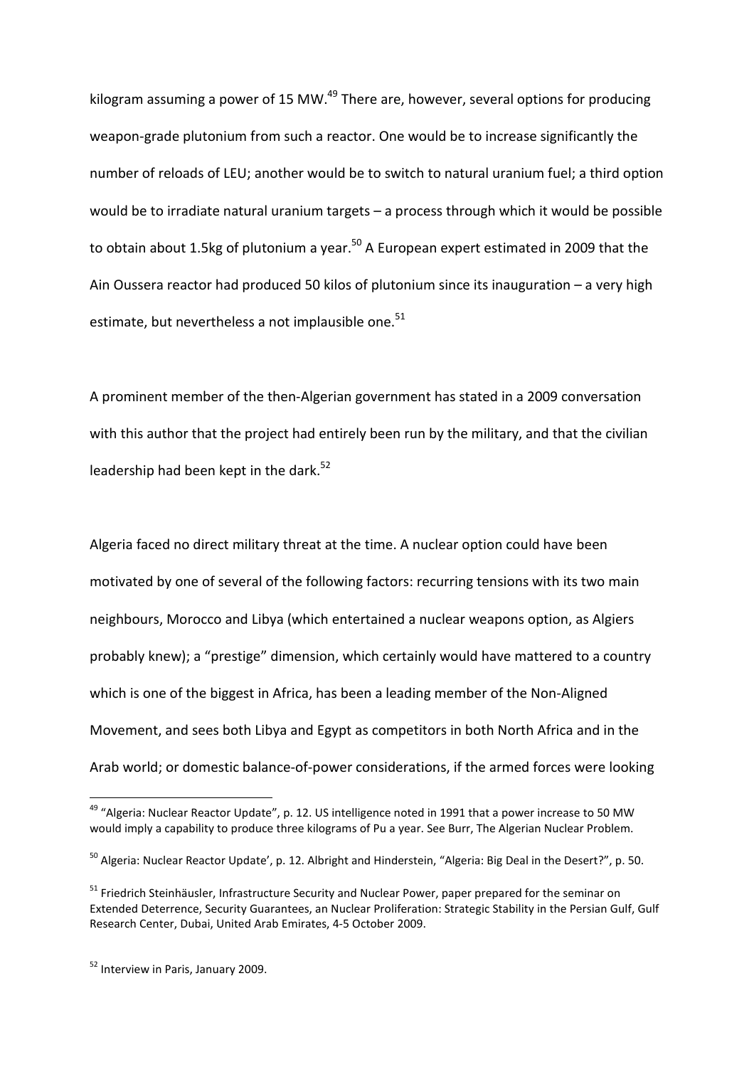kilogram assuming a power of 15 MW.[49] There are, however, several options for producing weapon-grade plutonium from such a reactor. One would be to increase significantly the number of reloads of LEU; another would be to switch to natural uranium fuel; a third option would be to irradiate natural uranium targets – a process through which it would be possible to obtain about 1.5kg of plutonium a year.[50] A European expert estimated in 2009 that the Ain Oussera reactor had produced 50 kilos of plutonium since its inauguration – a very high estimate, but nevertheless a not implausible one.[51]

A prominent member of the then-Algerian government has stated in a 2009 conversation with this author that the project had entirely been run by the military, and that the civilian leadership had been kept in the dark.[52]

Algeria faced no direct military threat at the time. A nuclear option could have been motivated by one of several of the following factors: recurring tensions with its two main neighbours, Morocco and Libya (which entertained a nuclear weapons option, as Algiers probably knew); a "prestige" dimension, which certainly would have mattered to a country which is one of the biggest in Africa, has been a leading member of the Non-Aligned Movement, and sees both Libya and Egypt as competitors in both North Africa and in the Arab world; or domestic balance-of-power considerations, if the armed forces were looking

---

[49] "Algeria: Nuclear Reactor Update", p. 12. US intelligence noted in 1991 that a power increase to 50 MW would imply a capability to produce three kilograms of Pu a year. See Burr, The Algerian Nuclear Problem.

[50] Algeria: Nuclear Reactor Update', p. 12. Albright and Hinderstein, "Algeria: Big Deal in the Desert?", p. 50.

[51] Friedrich Steinhäusler, Infrastructure Security and Nuclear Power, paper prepared for the seminar on Extended Deterrence, Security Guarantees, an Nuclear Proliferation: Strategic Stability in the Persian Gulf, Gulf Research Center, Dubai, United Arab Emirates, 4-5 October 2009.

[52] Interview in Paris, January 2009.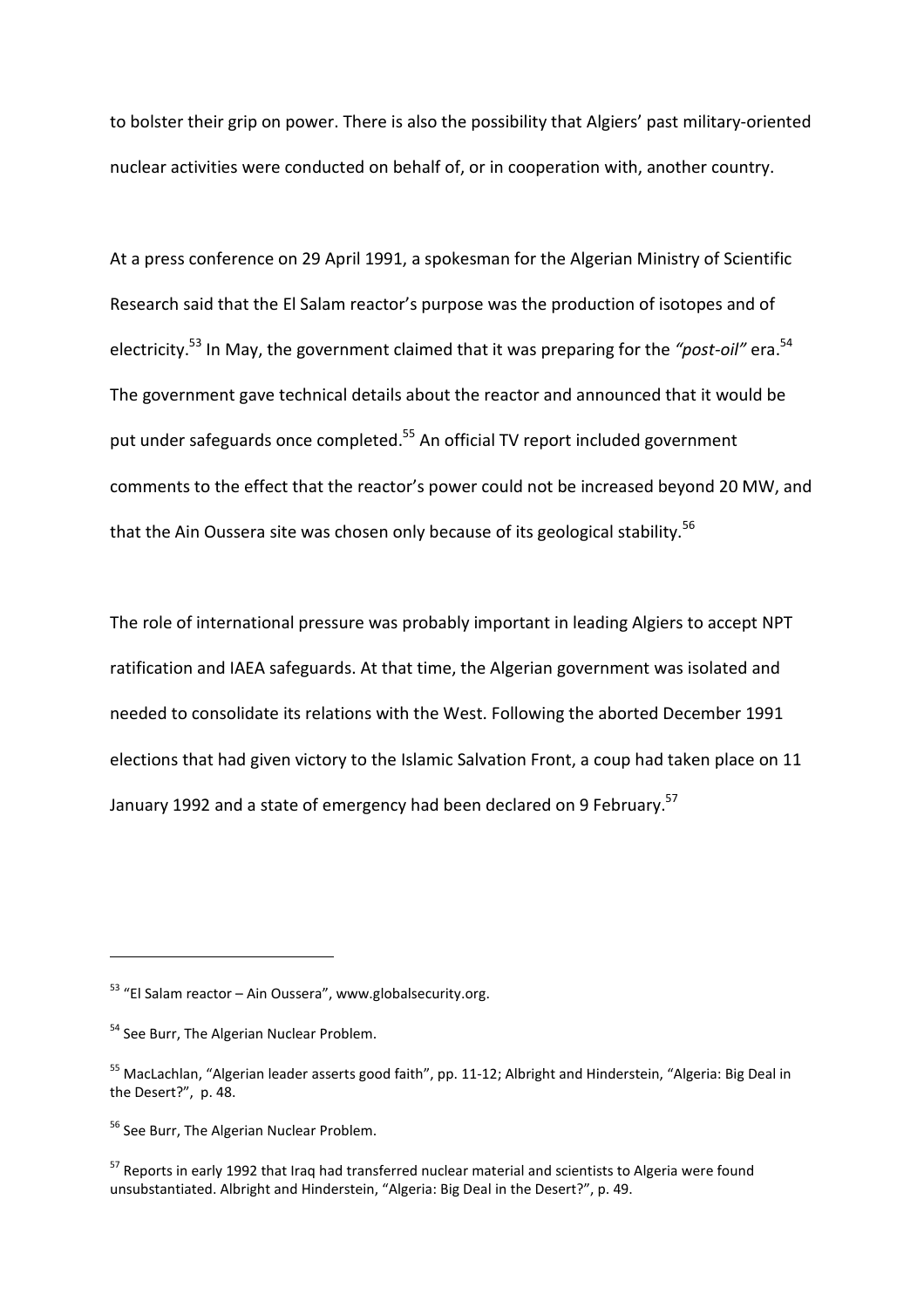to bolster their grip on power. There is also the possibility that Algiers' past military-oriented nuclear activities were conducted on behalf of, or in cooperation with, another country.

At a press conference on 29 April 1991, a spokesman for the Algerian Ministry of Scientific Research said that the El Salam reactor's purpose was the production of isotopes and of electricity.[53] In May, the government claimed that it was preparing for the *"post-oil"* era.[54] The government gave technical details about the reactor and announced that it would be put under safeguards once completed.[55] An official TV report included government comments to the effect that the reactor's power could not be increased beyond 20 MW, and that the Ain Oussera site was chosen only because of its geological stability.[56]

The role of international pressure was probably important in leading Algiers to accept NPT ratification and IAEA safeguards. At that time, the Algerian government was isolated and needed to consolidate its relations with the West. Following the aborted December 1991 elections that had given victory to the Islamic Salvation Front, a coup had taken place on 11 January 1992 and a state of emergency had been declared on 9 February.[57]

---

[53] "El Salam reactor – Ain Oussera", www.globalsecurity.org.

[54] See Burr, The Algerian Nuclear Problem.

[55] MacLachlan, "Algerian leader asserts good faith", pp. 11-12; Albright and Hinderstein, "Algeria: Big Deal in the Desert?", p. 48.

[56] See Burr, The Algerian Nuclear Problem.

[57] Reports in early 1992 that Iraq had transferred nuclear material and scientists to Algeria were found unsubstantiated. Albright and Hinderstein, "Algeria: Big Deal in the Desert?", p. 49.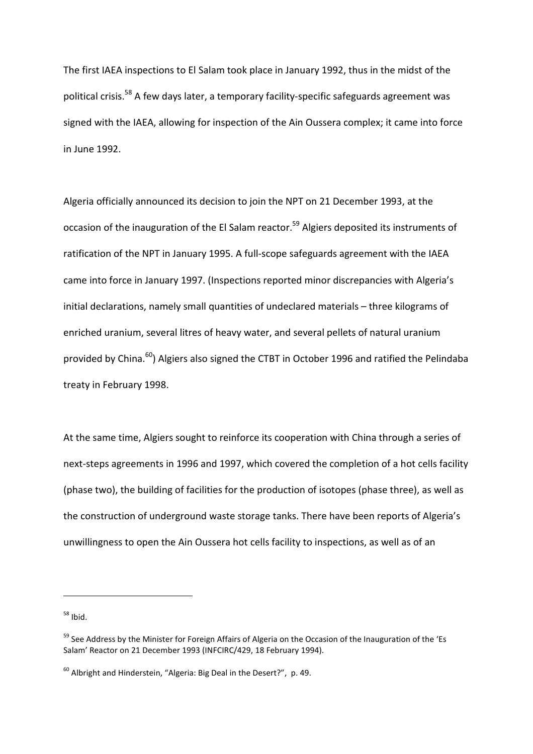The first IAEA inspections to El Salam took place in January 1992, thus in the midst of the political crisis.[58] A few days later, a temporary facility-specific safeguards agreement was signed with the IAEA, allowing for inspection of the Ain Oussera complex; it came into force in June 1992.

Algeria officially announced its decision to join the NPT on 21 December 1993, at the occasion of the inauguration of the El Salam reactor.[59] Algiers deposited its instruments of ratification of the NPT in January 1995. A full-scope safeguards agreement with the IAEA came into force in January 1997. (Inspections reported minor discrepancies with Algeria's initial declarations, namely small quantities of undeclared materials – three kilograms of enriched uranium, several litres of heavy water, and several pellets of natural uranium provided by China.[60]) Algiers also signed the CTBT in October 1996 and ratified the Pelindaba treaty in February 1998.

At the same time, Algiers sought to reinforce its cooperation with China through a series of next-steps agreements in 1996 and 1997, which covered the completion of a hot cells facility (phase two), the building of facilities for the production of isotopes (phase three), as well as the construction of underground waste storage tanks. There have been reports of Algeria's unwillingness to open the Ain Oussera hot cells facility to inspections, as well as of an

---

[58] Ibid.

[59] See Address by the Minister for Foreign Affairs of Algeria on the Occasion of the Inauguration of the 'Es Salam' Reactor on 21 December 1993 (INFCIRC/429, 18 February 1994).

[60] Albright and Hinderstein, "Algeria: Big Deal in the Desert?", p. 49.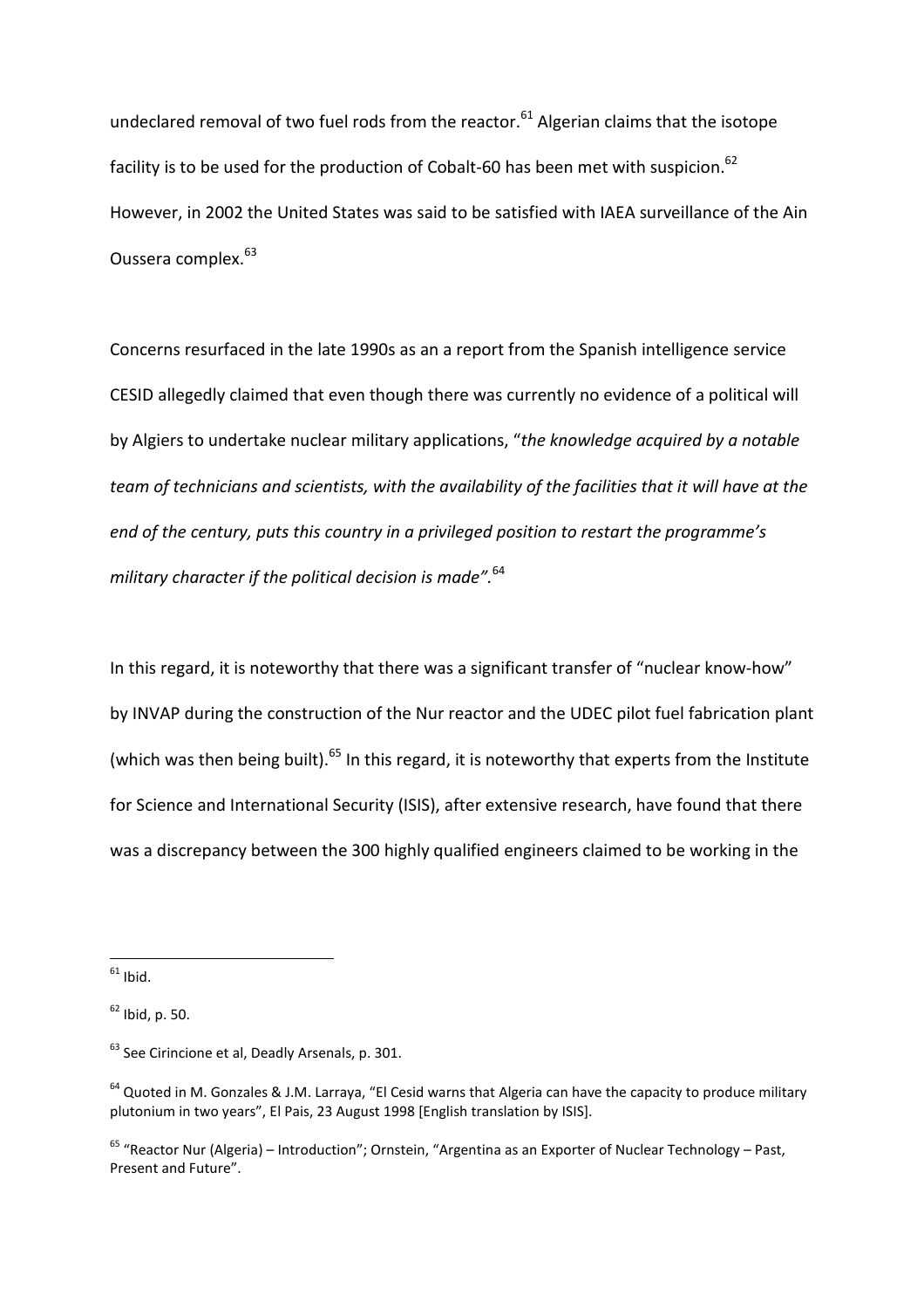undeclared removal of two fuel rods from the reactor.[61] Algerian claims that the isotope facility is to be used for the production of Cobalt-60 has been met with suspicion.[62] However, in 2002 the United States was said to be satisfied with IAEA surveillance of the Ain Oussera complex.[63]

Concerns resurfaced in the late 1990s as an a report from the Spanish intelligence service CESID allegedly claimed that even though there was currently no evidence of a political will by Algiers to undertake nuclear military applications, "*the knowledge acquired by a notable team of technicians and scientists, with the availability of the facilities that it will have at the end of the century, puts this country in a privileged position to restart the programme's military character if the political decision is made".*[64]

In this regard, it is noteworthy that there was a significant transfer of "nuclear know-how" by INVAP during the construction of the Nur reactor and the UDEC pilot fuel fabrication plant (which was then being built).[65] In this regard, it is noteworthy that experts from the Institute for Science and International Security (ISIS), after extensive research, have found that there was a discrepancy between the 300 highly qualified engineers claimed to be working in the

---

[61] Ibid.

[62] Ibid, p. 50.

[63] See Cirincione et al, Deadly Arsenals, p. 301.

[64] Quoted in M. Gonzales & J.M. Larraya, "El Cesid warns that Algeria can have the capacity to produce military plutonium in two years", El Pais, 23 August 1998 [English translation by ISIS].

[65] "Reactor Nur (Algeria) – Introduction"; Ornstein, "Argentina as an Exporter of Nuclear Technology – Past, Present and Future".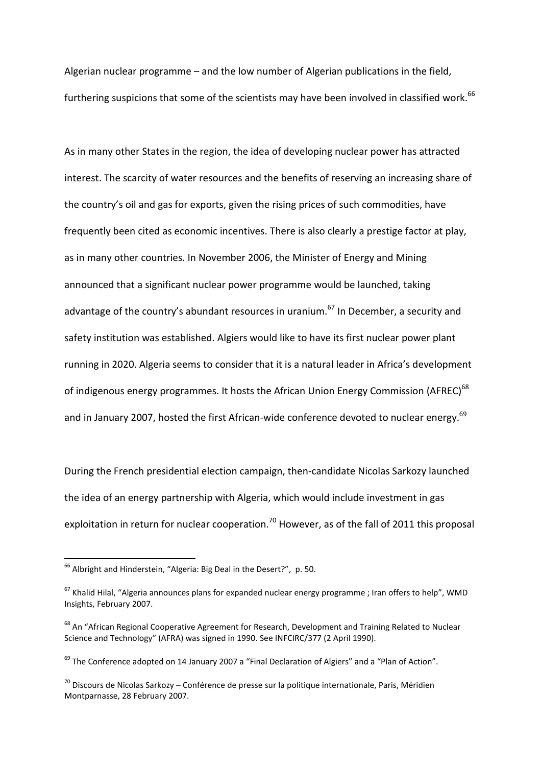Algerian nuclear programme – and the low number of Algerian publications in the field, furthering suspicions that some of the scientists may have been involved in classified work.[66]

As in many other States in the region, the idea of developing nuclear power has attracted interest. The scarcity of water resources and the benefits of reserving an increasing share of the country's oil and gas for exports, given the rising prices of such commodities, have frequently been cited as economic incentives. There is also clearly a prestige factor at play, as in many other countries. In November 2006, the Minister of Energy and Mining announced that a significant nuclear power programme would be launched, taking advantage of the country's abundant resources in uranium.[67] In December, a security and safety institution was established. Algiers would like to have its first nuclear power plant running in 2020. Algeria seems to consider that it is a natural leader in Africa's development of indigenous energy programmes. It hosts the African Union Energy Commission (AFREC)[68] and in January 2007, hosted the first African-wide conference devoted to nuclear energy.[69]

During the French presidential election campaign, then-candidate Nicolas Sarkozy launched the idea of an energy partnership with Algeria, which would include investment in gas exploitation in return for nuclear cooperation.[70] However, as of the fall of 2011 this proposal

---

[66] Albright and Hinderstein, "Algeria: Big Deal in the Desert?", p. 50.

[67] Khalid Hilal, "Algeria announces plans for expanded nuclear energy programme ; Iran offers to help", WMD Insights, February 2007.

[68] An "African Regional Cooperative Agreement for Research, Development and Training Related to Nuclear Science and Technology" (AFRA) was signed in 1990. See INFCIRC/377 (2 April 1990).

[69] The Conference adopted on 14 January 2007 a "Final Declaration of Algiers" and a "Plan of Action".

[70] Discours de Nicolas Sarkozy – Conférence de presse sur la politique internationale, Paris, Méridien Montparnasse, 28 February 2007.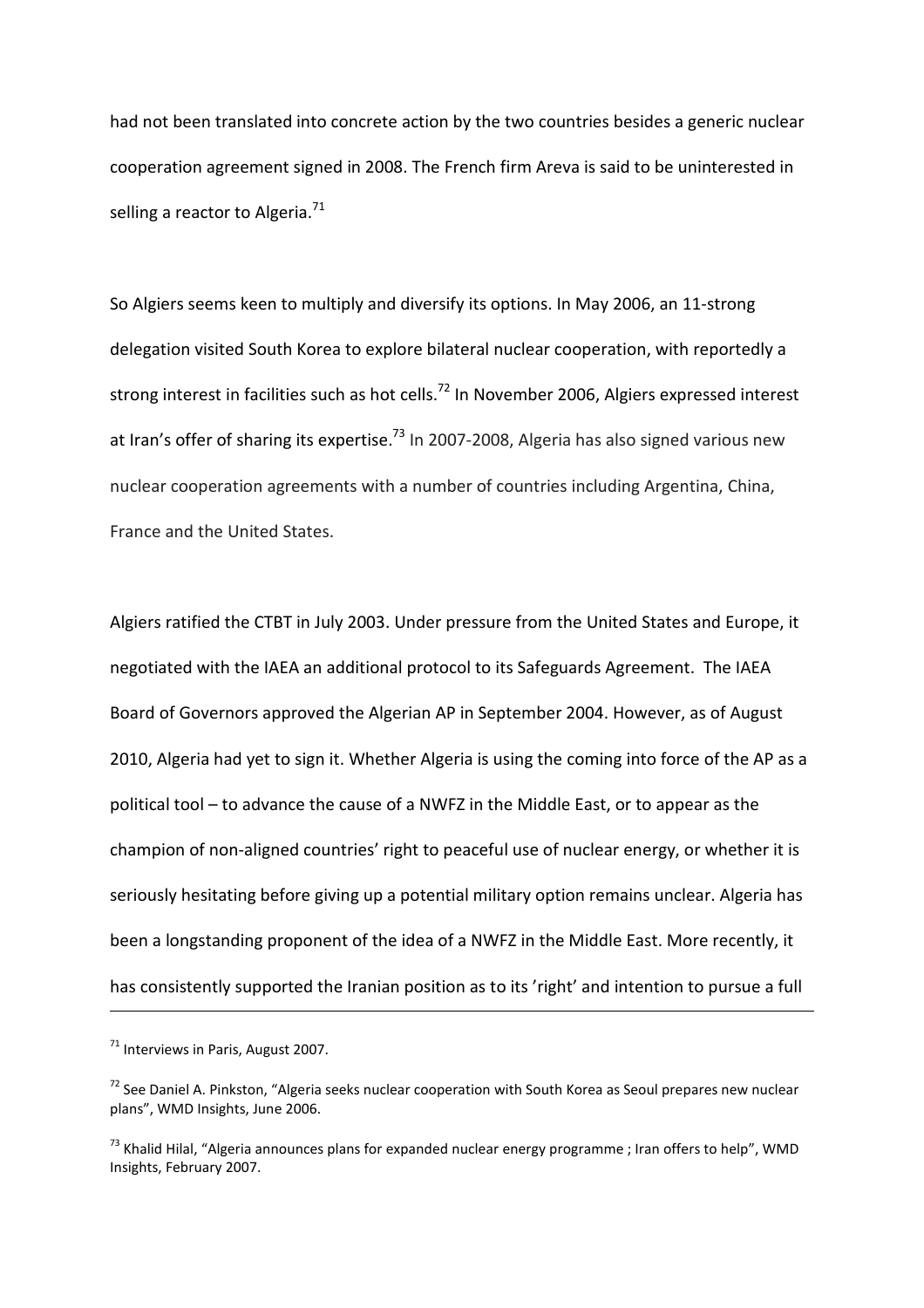had not been translated into concrete action by the two countries besides a generic nuclear cooperation agreement signed in 2008. The French firm Areva is said to be uninterested in selling a reactor to Algeria.[71]

So Algiers seems keen to multiply and diversify its options. In May 2006, an 11-strong delegation visited South Korea to explore bilateral nuclear cooperation, with reportedly a strong interest in facilities such as hot cells.[72] In November 2006, Algiers expressed interest at Iran's offer of sharing its expertise.[73] In 2007-2008, Algeria has also signed various new nuclear cooperation agreements with a number of countries including Argentina, China, France and the United States.

Algiers ratified the CTBT in July 2003. Under pressure from the United States and Europe, it negotiated with the IAEA an additional protocol to its Safeguards Agreement. The IAEA Board of Governors approved the Algerian AP in September 2004. However, as of August 2010, Algeria had yet to sign it. Whether Algeria is using the coming into force of the AP as a political tool – to advance the cause of a NWFZ in the Middle East, or to appear as the champion of non-aligned countries' right to peaceful use of nuclear energy, or whether it is seriously hesitating before giving up a potential military option remains unclear. Algeria has been a longstanding proponent of the idea of a NWFZ in the Middle East. More recently, it has consistently supported the Iranian position as to its 'right' and intention to pursue a full

---

[71] Interviews in Paris, August 2007.

[72] See Daniel A. Pinkston, "Algeria seeks nuclear cooperation with South Korea as Seoul prepares new nuclear plans", WMD Insights, June 2006.

[73] Khalid Hilal, "Algeria announces plans for expanded nuclear energy programme ; Iran offers to help", WMD Insights, February 2007.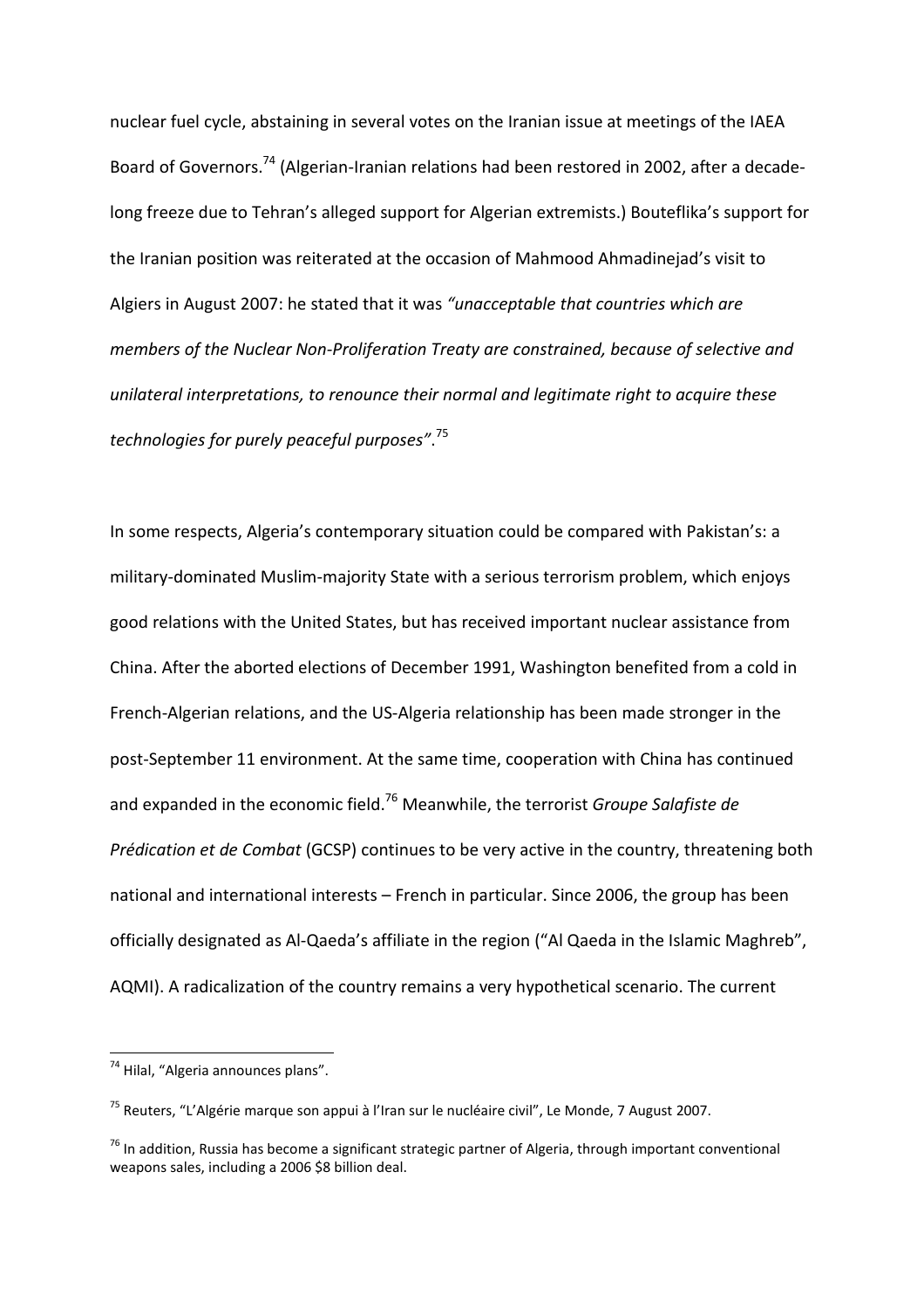nuclear fuel cycle, abstaining in several votes on the Iranian issue at meetings of the IAEA Board of Governors.[74] (Algerian-Iranian relations had been restored in 2002, after a decade-long freeze due to Tehran's alleged support for Algerian extremists.) Bouteflika's support for the Iranian position was reiterated at the occasion of Mahmood Ahmadinejad's visit to Algiers in August 2007: he stated that it was *"unacceptable that countries which are members of the Nuclear Non-Proliferation Treaty are constrained, because of selective and unilateral interpretations, to renounce their normal and legitimate right to acquire these technologies for purely peaceful purposes"*.[75]

In some respects, Algeria's contemporary situation could be compared with Pakistan's: a military-dominated Muslim-majority State with a serious terrorism problem, which enjoys good relations with the United States, but has received important nuclear assistance from China. After the aborted elections of December 1991, Washington benefited from a cold in French-Algerian relations, and the US-Algeria relationship has been made stronger in the post-September 11 environment. At the same time, cooperation with China has continued and expanded in the economic field.[76] Meanwhile, the terrorist *Groupe Salafiste de Prédication et de Combat* (GCSP) continues to be very active in the country, threatening both national and international interests – French in particular. Since 2006, the group has been officially designated as Al-Qaeda's affiliate in the region ("Al Qaeda in the Islamic Maghreb", AQMI). A radicalization of the country remains a very hypothetical scenario. The current

---

[74] Hilal, "Algeria announces plans".

[75] Reuters, "L'Algérie marque son appui à l'Iran sur le nucléaire civil", Le Monde, 7 August 2007.

[76] In addition, Russia has become a significant strategic partner of Algeria, through important conventional weapons sales, including a 2006 $8 billion deal.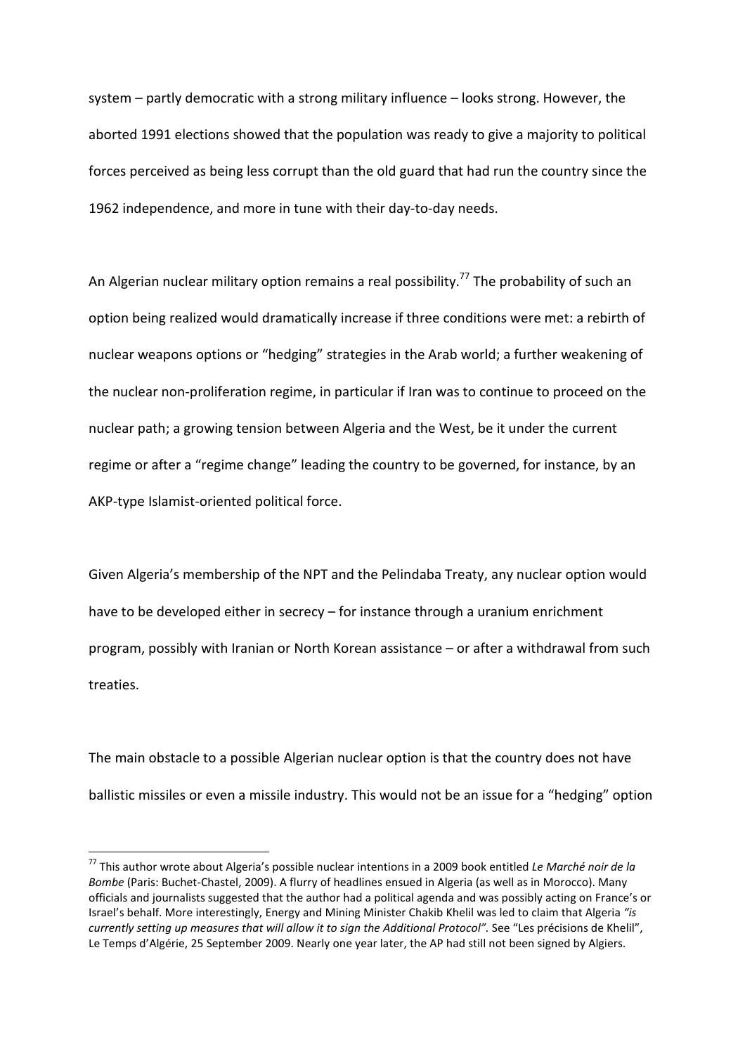system – partly democratic with a strong military influence – looks strong. However, the aborted 1991 elections showed that the population was ready to give a majority to political forces perceived as being less corrupt than the old guard that had run the country since the 1962 independence, and more in tune with their day-to-day needs.

An Algerian nuclear military option remains a real possibility.[77] The probability of such an option being realized would dramatically increase if three conditions were met: a rebirth of nuclear weapons options or "hedging" strategies in the Arab world; a further weakening of the nuclear non-proliferation regime, in particular if Iran was to continue to proceed on the nuclear path; a growing tension between Algeria and the West, be it under the current regime or after a "regime change" leading the country to be governed, for instance, by an AKP-type Islamist-oriented political force.

Given Algeria's membership of the NPT and the Pelindaba Treaty, any nuclear option would have to be developed either in secrecy – for instance through a uranium enrichment program, possibly with Iranian or North Korean assistance – or after a withdrawal from such treaties.

The main obstacle to a possible Algerian nuclear option is that the country does not have ballistic missiles or even a missile industry. This would not be an issue for a "hedging" option

[77] This author wrote about Algeria's possible nuclear intentions in a 2009 book entitled *Le Marché noir de la Bombe* (Paris: Buchet-Chastel, 2009). A flurry of headlines ensued in Algeria (as well as in Morocco). Many officials and journalists suggested that the author had a political agenda and was possibly acting on France's or Israel's behalf. More interestingly, Energy and Mining Minister Chakib Khelil was led to claim that Algeria *"is currently setting up measures that will allow it to sign the Additional Protocol".* See "Les précisions de Khelil", Le Temps d'Algérie, 25 September 2009. Nearly one year later, the AP had still not been signed by Algiers.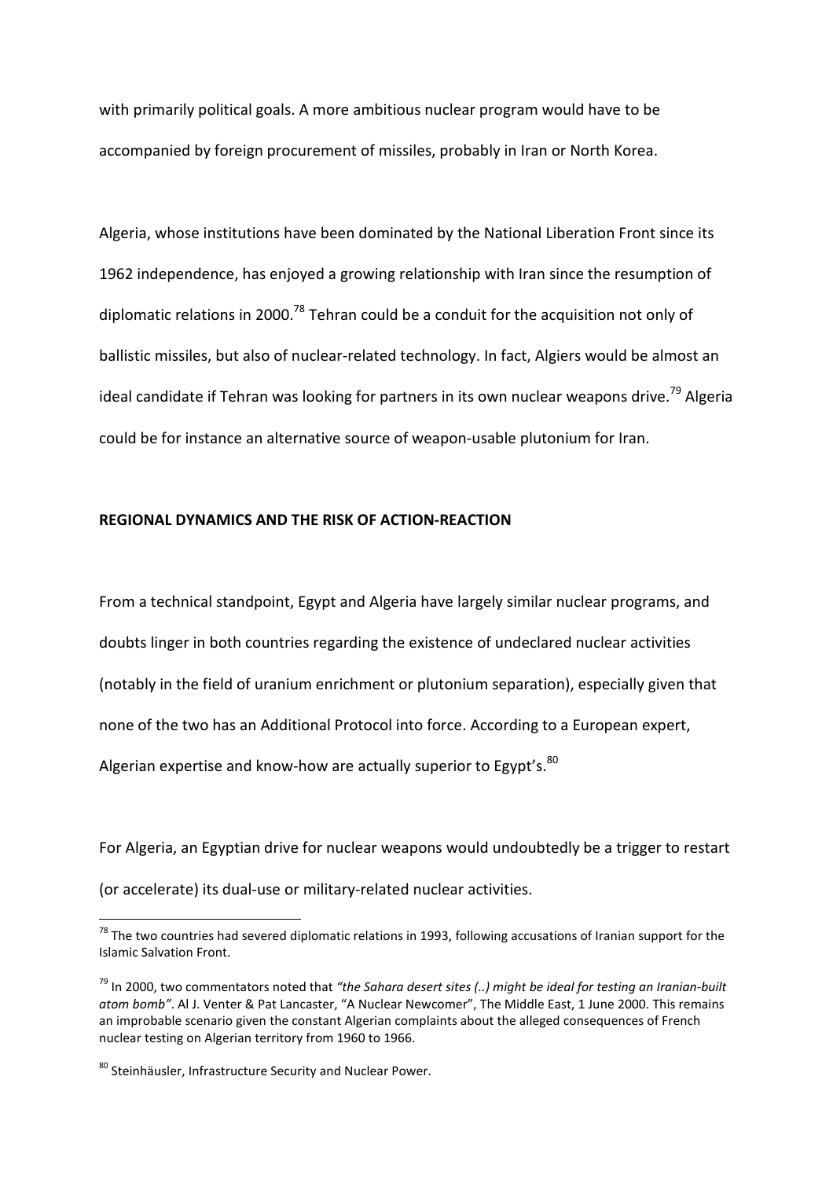with primarily political goals. A more ambitious nuclear program would have to be accompanied by foreign procurement of missiles, probably in Iran or North Korea.

Algeria, whose institutions have been dominated by the National Liberation Front since its 1962 independence, has enjoyed a growing relationship with Iran since the resumption of diplomatic relations in 2000.[78] Tehran could be a conduit for the acquisition not only of ballistic missiles, but also of nuclear-related technology. In fact, Algiers would be almost an ideal candidate if Tehran was looking for partners in its own nuclear weapons drive.[79] Algeria could be for instance an alternative source of weapon-usable plutonium for Iran.

## REGIONAL DYNAMICS AND THE RISK OF ACTION-REACTION

From a technical standpoint, Egypt and Algeria have largely similar nuclear programs, and doubts linger in both countries regarding the existence of undeclared nuclear activities (notably in the field of uranium enrichment or plutonium separation), especially given that none of the two has an Additional Protocol into force. According to a European expert, Algerian expertise and know-how are actually superior to Egypt's.[80]

For Algeria, an Egyptian drive for nuclear weapons would undoubtedly be a trigger to restart (or accelerate) its dual-use or military-related nuclear activities.

---

[78] The two countries had severed diplomatic relations in 1993, following accusations of Iranian support for the Islamic Salvation Front.

[79] In 2000, two commentators noted that *"the Sahara desert sites (..) might be ideal for testing an Iranian-built atom bomb"*. Al J. Venter & Pat Lancaster, "A Nuclear Newcomer", The Middle East, 1 June 2000. This remains an improbable scenario given the constant Algerian complaints about the alleged consequences of French nuclear testing on Algerian territory from 1960 to 1966.

[80] Steinhäusler, Infrastructure Security and Nuclear Power.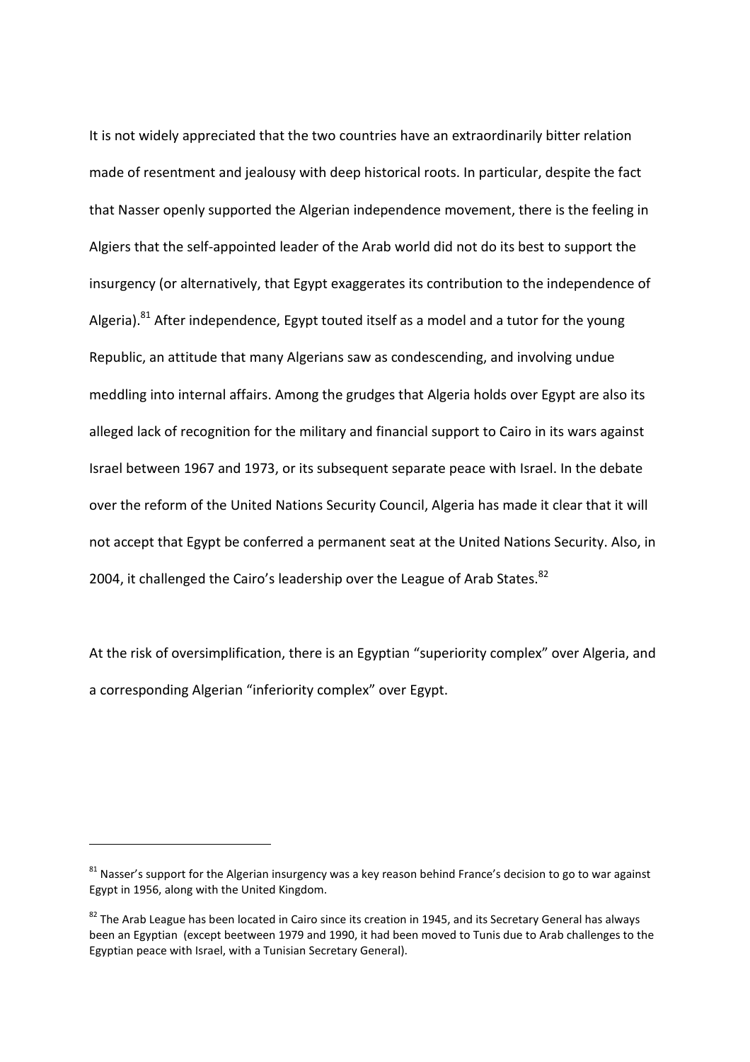It is not widely appreciated that the two countries have an extraordinarily bitter relation made of resentment and jealousy with deep historical roots. In particular, despite the fact that Nasser openly supported the Algerian independence movement, there is the feeling in Algiers that the self-appointed leader of the Arab world did not do its best to support the insurgency (or alternatively, that Egypt exaggerates its contribution to the independence of Algeria).[81] After independence, Egypt touted itself as a model and a tutor for the young Republic, an attitude that many Algerians saw as condescending, and involving undue meddling into internal affairs. Among the grudges that Algeria holds over Egypt are also its alleged lack of recognition for the military and financial support to Cairo in its wars against Israel between 1967 and 1973, or its subsequent separate peace with Israel. In the debate over the reform of the United Nations Security Council, Algeria has made it clear that it will not accept that Egypt be conferred a permanent seat at the United Nations Security. Also, in 2004, it challenged the Cairo's leadership over the League of Arab States.[82]

At the risk of oversimplification, there is an Egyptian "superiority complex" over Algeria, and a corresponding Algerian "inferiority complex" over Egypt.

---

[81] Nasser's support for the Algerian insurgency was a key reason behind France's decision to go to war against Egypt in 1956, along with the United Kingdom.

[82] The Arab League has been located in Cairo since its creation in 1945, and its Secretary General has always been an Egyptian (except beetween 1979 and 1990, it had been moved to Tunis due to Arab challenges to the Egyptian peace with Israel, with a Tunisian Secretary General).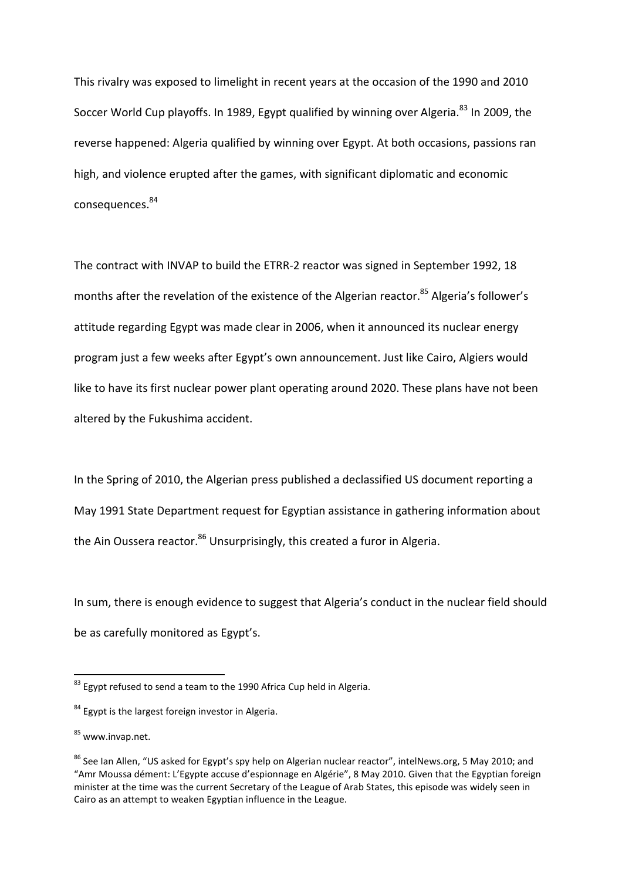This rivalry was exposed to limelight in recent years at the occasion of the 1990 and 2010 Soccer World Cup playoffs. In 1989, Egypt qualified by winning over Algeria.[83] In 2009, the reverse happened: Algeria qualified by winning over Egypt. At both occasions, passions ran high, and violence erupted after the games, with significant diplomatic and economic consequences.[84]

The contract with INVAP to build the ETRR-2 reactor was signed in September 1992, 18 months after the revelation of the existence of the Algerian reactor.[85] Algeria's follower's attitude regarding Egypt was made clear in 2006, when it announced its nuclear energy program just a few weeks after Egypt's own announcement. Just like Cairo, Algiers would like to have its first nuclear power plant operating around 2020. These plans have not been altered by the Fukushima accident.

In the Spring of 2010, the Algerian press published a declassified US document reporting a May 1991 State Department request for Egyptian assistance in gathering information about the Ain Oussera reactor.[86] Unsurprisingly, this created a furor in Algeria.

In sum, there is enough evidence to suggest that Algeria's conduct in the nuclear field should be as carefully monitored as Egypt's.

---

[83] Egypt refused to send a team to the 1990 Africa Cup held in Algeria.

[84] Egypt is the largest foreign investor in Algeria.

[85] www.invap.net.

[86] See Ian Allen, "US asked for Egypt's spy help on Algerian nuclear reactor", intelNews.org, 5 May 2010; and "Amr Moussa dément: L'Egypte accuse d'espionnage en Algérie", 8 May 2010. Given that the Egyptian foreign minister at the time was the current Secretary of the League of Arab States, this episode was widely seen in Cairo as an attempt to weaken Egyptian influence in the League.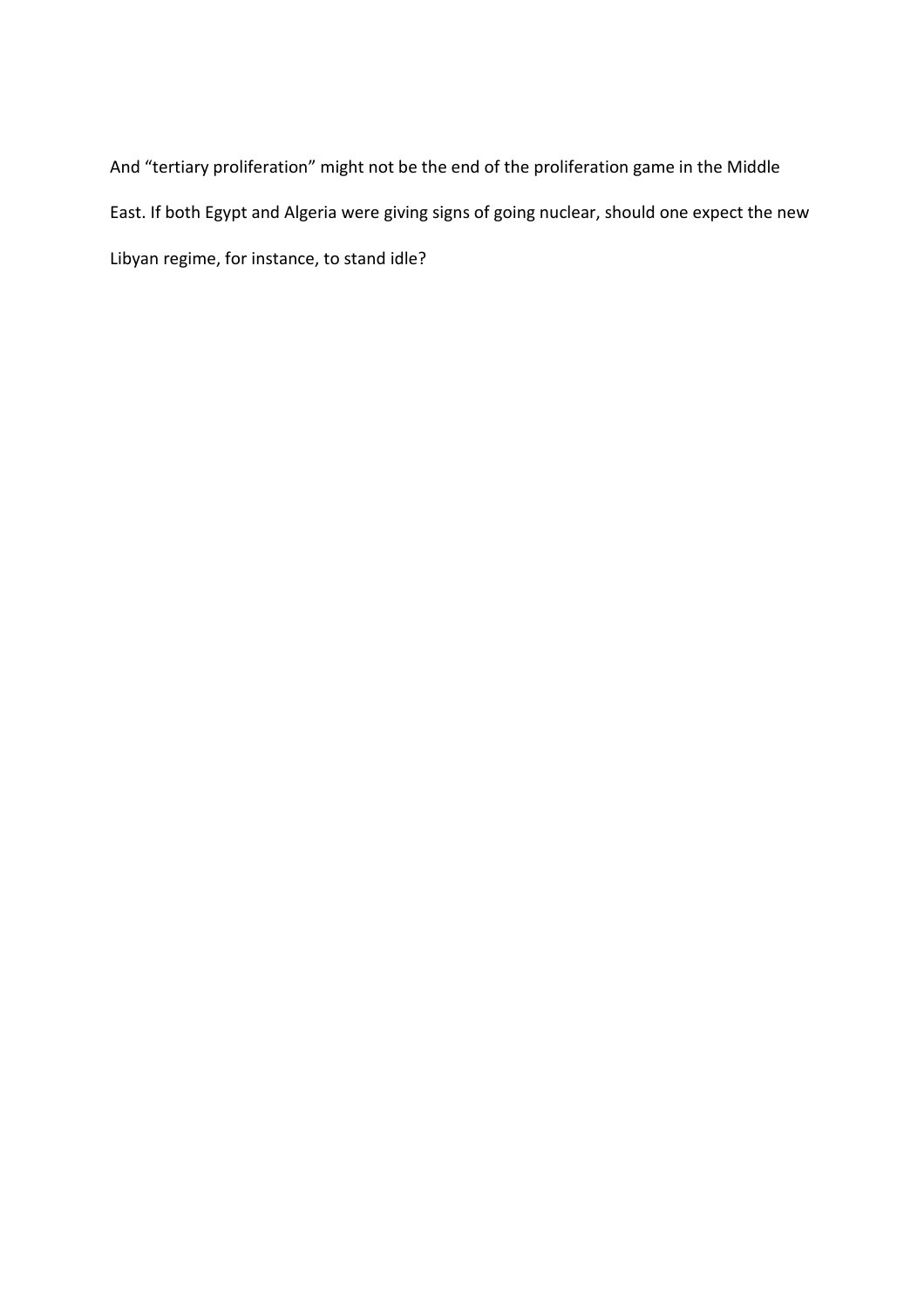And “tertiary proliferation” might not be the end of the proliferation game in the Middle East. If both Egypt and Algeria were giving signs of going nuclear, should one expect the new Libyan regime, for instance, to stand idle?